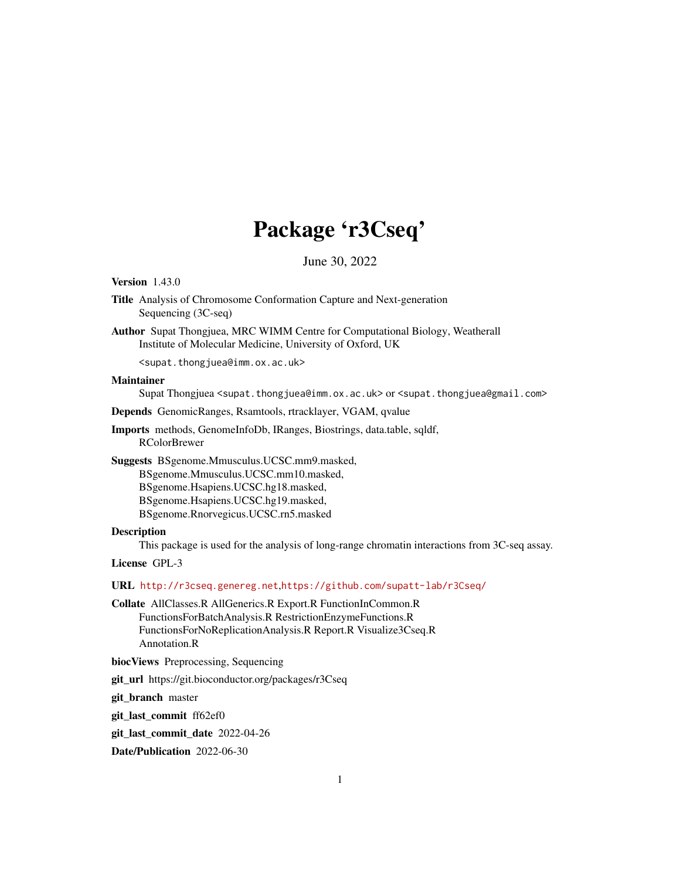# Package 'r3Cseq'

June 30, 2022

**Version** 1.43.0

**Title** Analysis of Chromosome Conformation Capture and Next-generation Sequencing (3C-seq)

**Author** Supat Thongjuea, MRC WIMM Centre for Computational Biology, Weatherall Institute of Molecular Medicine, University of Oxford, UK

<supat.thongjuea@imm.ox.ac.uk>

**Maintainer** Supat Thongjuea <supat.thongjuea@imm.ox.ac.uk> or <supat.thongjuea@gmail.com>

**Depends** GenomicRanges, Rsamtools, rtracklayer, VGAM, qvalue

**Imports** methods, GenomeInfoDb, IRanges, Biostrings, data.table, sqldf, RColorBrewer

**Suggests** BSgenome.Mmusculus.UCSC.mm9.masked, BSgenome.Mmusculus.UCSC.mm10.masked, BSgenome.Hsapiens.UCSC.hg18.masked, BSgenome.Hsapiens.UCSC.hg19.masked, BSgenome.Rnorvegicus.UCSC.rn5.masked

**Description** This package is used for the analysis of long-range chromatin interactions from 3C-seq assay.

**License** GPL-3

**URL** http://r3cseq.genereg.net,https://github.com/supatt-lab/r3Cseq/

**Collate** AllClasses.R AllGenerics.R Export.R FunctionInCommon.R FunctionsForBatchAnalysis.R RestrictionEnzymeFunctions.R FunctionsForNoReplicationAnalysis.R Report.R Visualize3Cseq.R Annotation.R

**biocViews** Preprocessing, Sequencing

**git_url** https://git.bioconductor.org/packages/r3Cseq

**git_branch** master

**git_last_commit** ff62ef0

**git_last_commit_date** 2022-04-26

**Date/Publication** 2022-06-30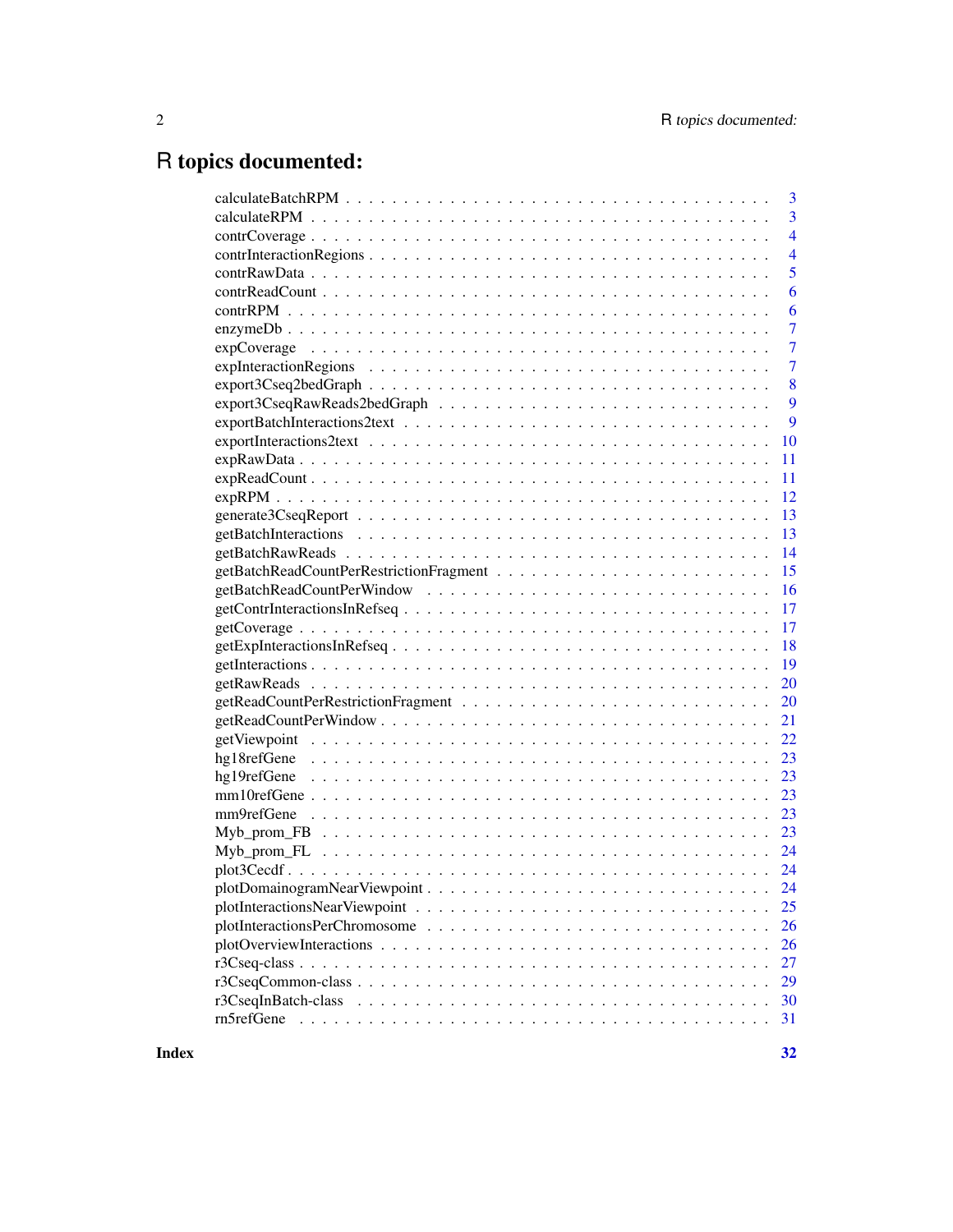# R topics documented:

| | |
|---|---|
| calculateBatchRPM | 3 |
| calculateRPM | 3 |
| contrCoverage | 4 |
| contrInteractionRegions | 4 |
| contrRawData | 5 |
| contrReadCount | 6 |
| contrRPM | 6 |
| enzymeDb | 7 |
| expCoverage | 7 |
| expInteractionRegions | 7 |
| export3Cseq2bedGraph | 8 |
| export3CseqRawReads2bedGraph | 9 |
| exportBatchInteractions2text | 9 |
| exportInteractions2text | 10 |
| expRawData | 11 |
| expReadCount | 11 |
| expRPM | 12 |
| generate3CseqReport | 13 |
| getBatchInteractions | 13 |
| getBatchRawReads | 14 |
| getBatchReadCountPerRestrictionFragment | 15 |
| getBatchReadCountPerWindow | 16 |
| getContrInteractionsInRefseq | 17 |
| getCoverage | 17 |
| getExpInteractionsInRefseq | 18 |
| getInteractions | 19 |
| getRawReads | 20 |
| getReadCountPerRestrictionFragment | 20 |
| getReadCountPerWindow | 21 |
| getViewpoint | 22 |
| hg18refGene | 23 |
| hg19refGene | 23 |
| mm10refGene | 23 |
| mm9refGene | 23 |
| Myb_prom_FB | 23 |
| Myb_prom_FL | 24 |
| plot3Cecdf | 24 |
| plotDomainogramNearViewpoint | 24 |
| plotInteractionsNearViewpoint | 25 |
| plotInteractionsPerChromosome | 26 |
| plotOverviewInteractions | 26 |
| r3Cseq-class | 27 |
| r3CseqCommon-class | 29 |
| r3CseqInBatch-class | 30 |
| rn5refGene | 31 |

**Index** **32**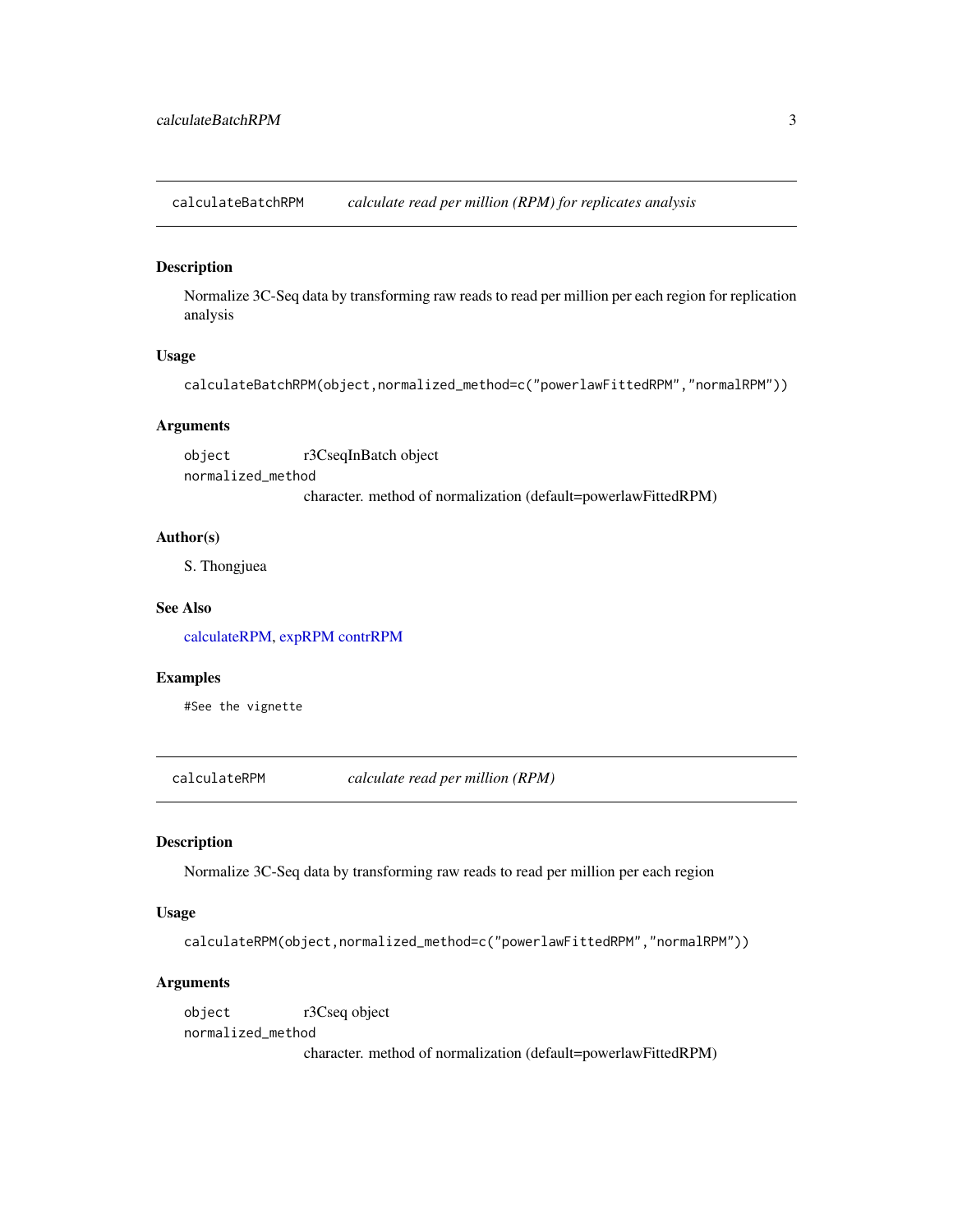## calculateBatchRPM — *calculate read per million (RPM) for replicates analysis*

### Description

Normalize 3C-Seq data by transforming raw reads to read per million per each region for replication analysis

### Usage

```
calculateBatchRPM(object,normalized_method=c("powerlawFittedRPM","normalRPM"))
```

### Arguments

| | |
|---|---|
| `object` | r3CseqInBatch object |
| `normalized_method` | character. method of normalization (default=powerlawFittedRPM) |

### Author(s)

S. Thongjuea

### See Also

calculateRPM, expRPM contrRPM

### Examples

```
#See the vignette
```

## calculateRPM — *calculate read per million (RPM)*

### Description

Normalize 3C-Seq data by transforming raw reads to read per million per each region

### Usage

```
calculateRPM(object,normalized_method=c("powerlawFittedRPM","normalRPM"))
```

### Arguments

| | |
|---|---|
| `object` | r3Cseq object |
| `normalized_method` | character. method of normalization (default=powerlawFittedRPM) |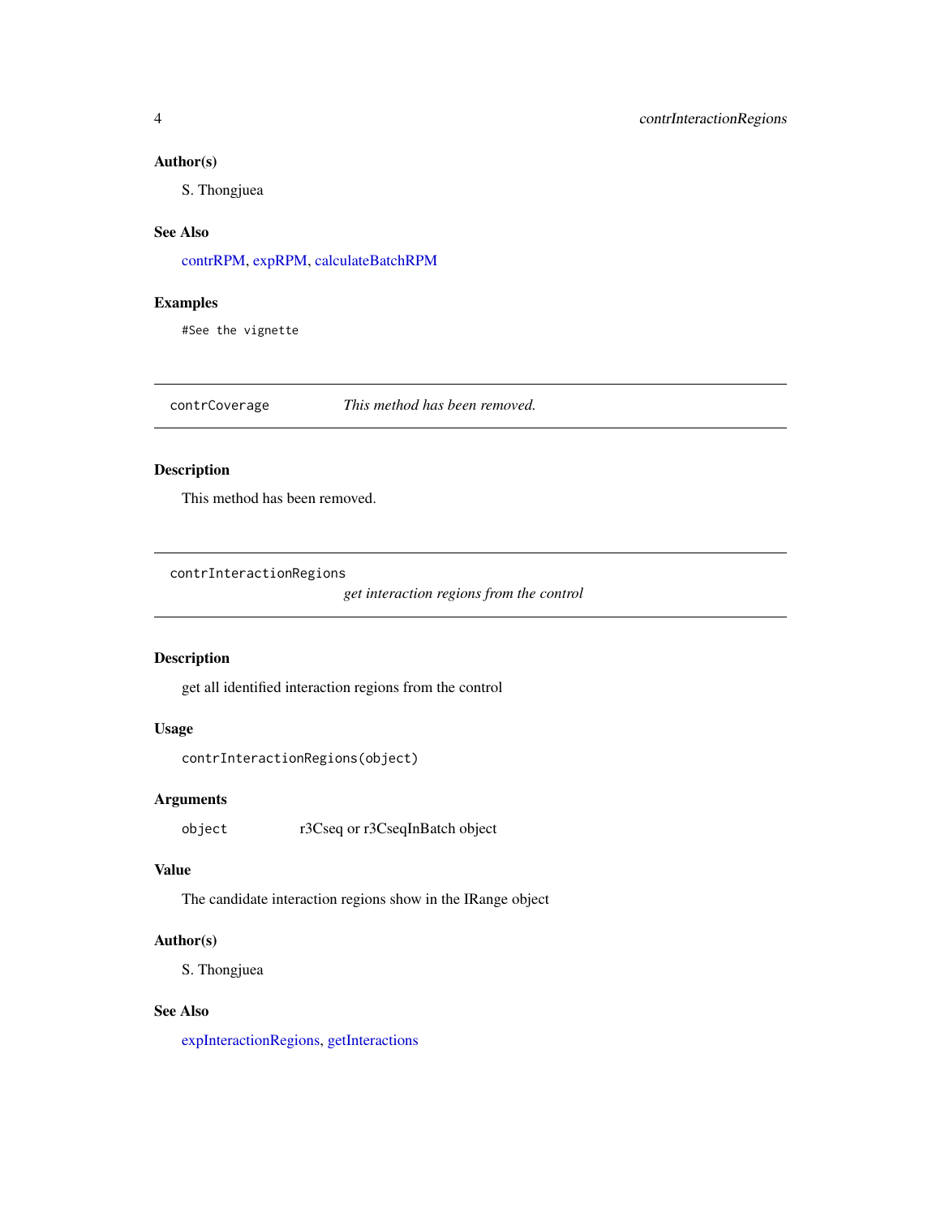## Author(s)

S. Thongjuea

## See Also

contrRPM, expRPM, calculateBatchRPM

## Examples

```
#See the vignette
```

---

# contrCoverage — *This method has been removed.*

## Description

This method has been removed.

---

# contrInteractionRegions — *get interaction regions from the control*

## Description

get all identified interaction regions from the control

## Usage

```
contrInteractionRegions(object)
```

## Arguments

| | |
|---|---|
| object | r3Cseq or r3CseqInBatch object |

## Value

The candidate interaction regions show in the IRange object

## Author(s)

S. Thongjuea

## See Also

expInteractionRegions, getInteractions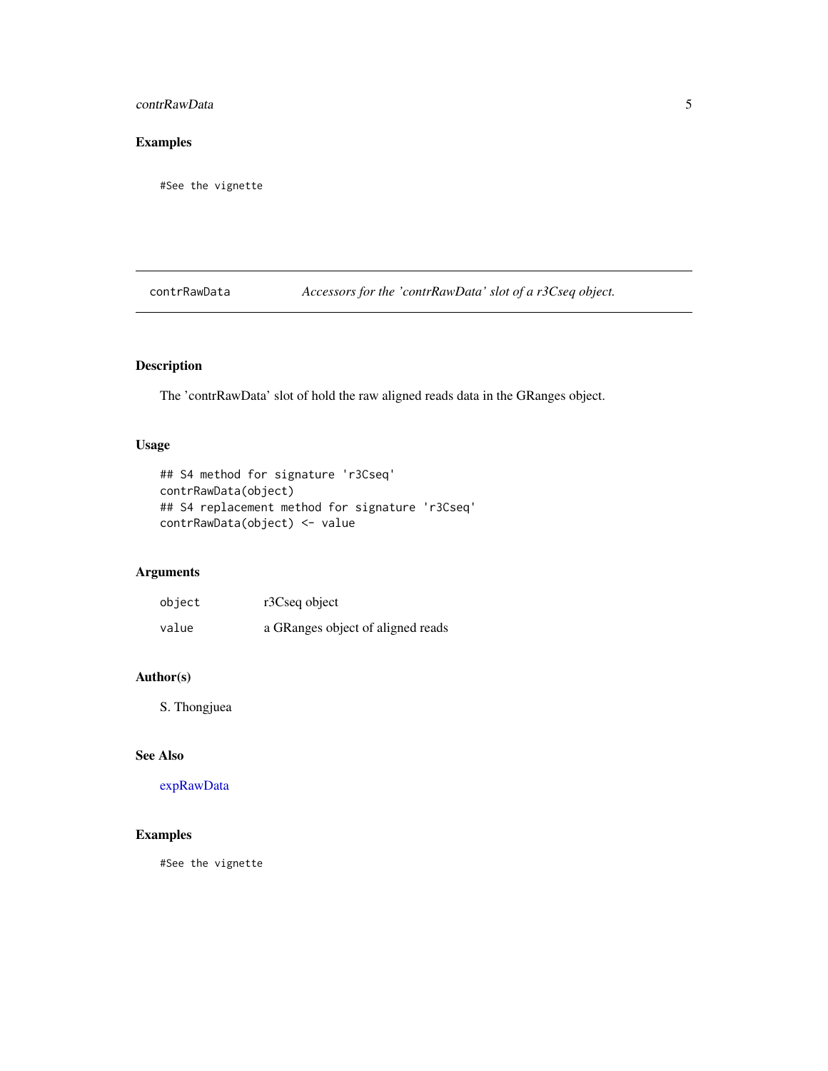## Examples

```
#See the vignette
```

---

`contrRawData` *Accessors for the 'contrRawData' slot of a r3Cseq object.*

---

## Description

The 'contrRawData' slot of hold the raw aligned reads data in the GRanges object.

## Usage

```
## S4 method for signature 'r3Cseq'
contrRawData(object)
## S4 replacement method for signature 'r3Cseq'
contrRawData(object) <- value
```

## Arguments

| | |
|---|---|
| `object` | r3Cseq object |
| `value` | a GRanges object of aligned reads |

## Author(s)

S. Thongjuea

## See Also

expRawData

## Examples

```
#See the vignette
```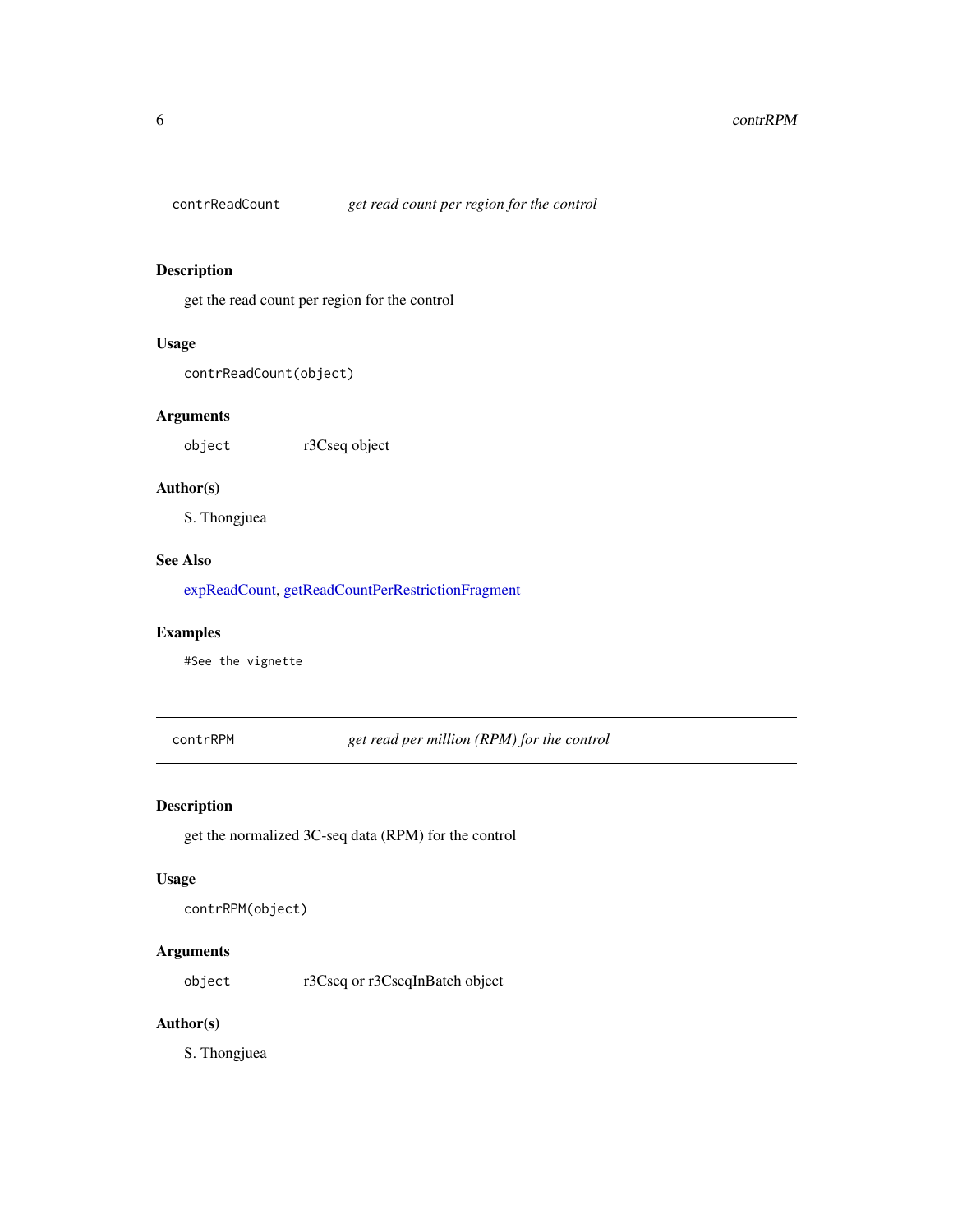## contrReadCount *get read count per region for the control*

### Description

get the read count per region for the control

### Usage

```
contrReadCount(object)
```

### Arguments

| | |
|---|---|
| object | r3Cseq object |

### Author(s)

S. Thongjuea

### See Also

expReadCount, getReadCountPerRestrictionFragment

### Examples

```
#See the vignette
```

## contrRPM *get read per million (RPM) for the control*

### Description

get the normalized 3C-seq data (RPM) for the control

### Usage

```
contrRPM(object)
```

### Arguments

| | |
|---|---|
| object | r3Cseq or r3CseqInBatch object |

### Author(s)

S. Thongjuea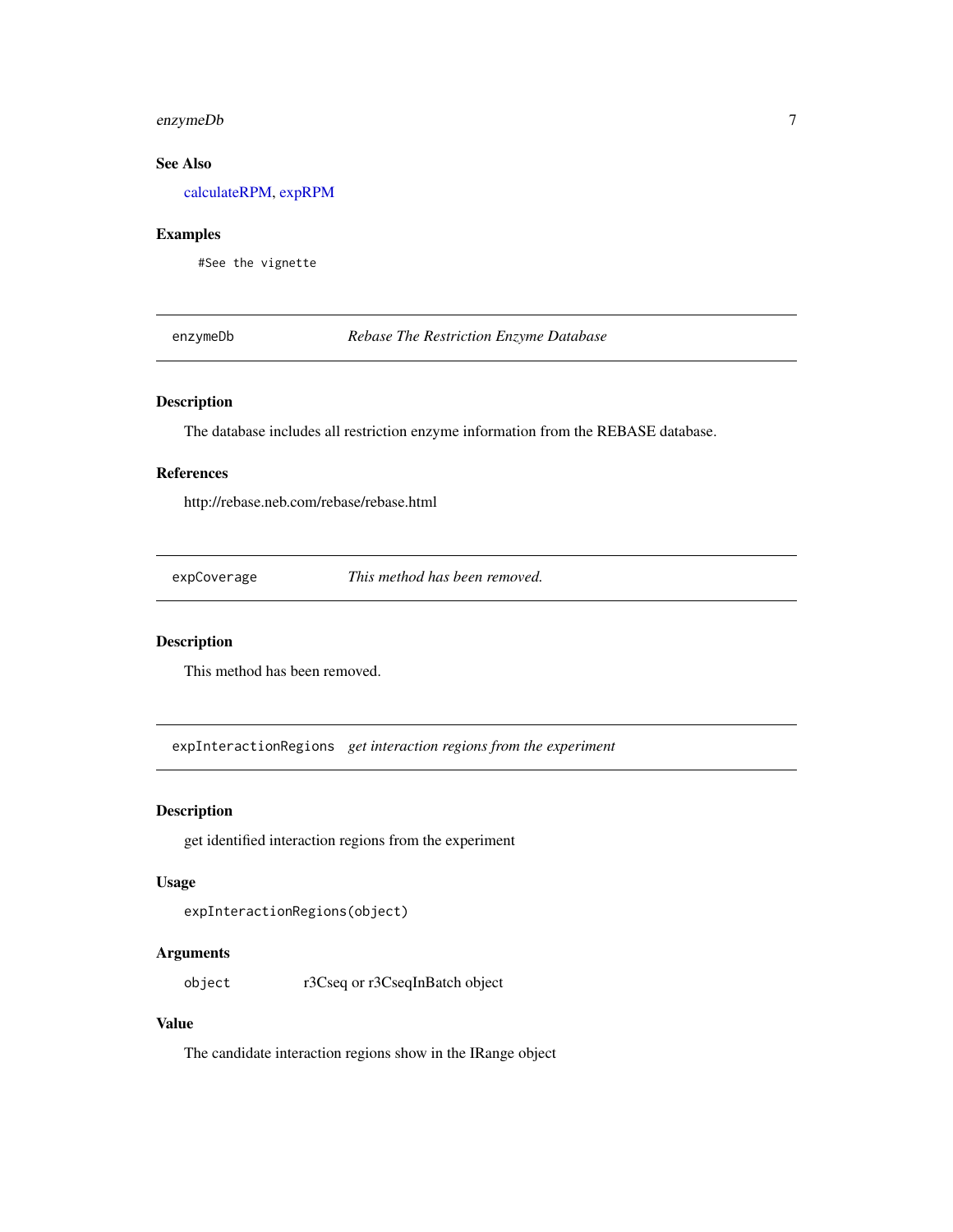### See Also

calculateRPM, expRPM

### Examples

```
#See the vignette
```

---

## enzymeDb — *Rebase The Restriction Enzyme Database*

### Description

The database includes all restriction enzyme information from the REBASE database.

### References

http://rebase.neb.com/rebase/rebase.html

---

## expCoverage — *This method has been removed.*

### Description

This method has been removed.

---

## expInteractionRegions — *get interaction regions from the experiment*

### Description

get identified interaction regions from the experiment

### Usage

```
expInteractionRegions(object)
```

### Arguments

| | |
|---|---|
| object | r3Cseq or r3CseqInBatch object |

### Value

The candidate interaction regions show in the IRange object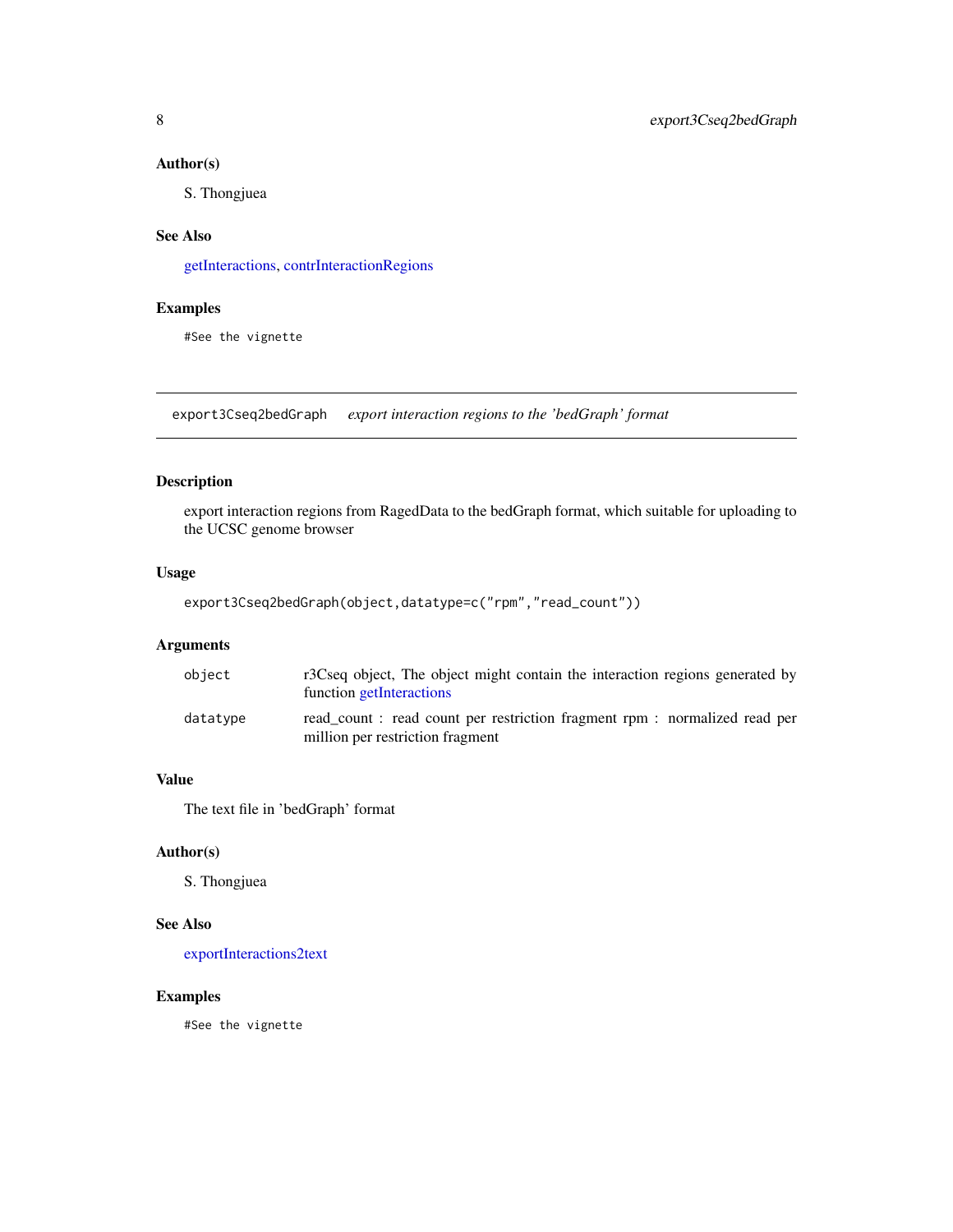### Author(s)

S. Thongjuea

### See Also

getInteractions, contrInteractionRegions

### Examples

```
#See the vignette
```

---

## export3Cseq2bedGraph    *export interaction regions to the 'bedGraph' format*

---

### Description

export interaction regions from RagedData to the bedGraph format, which suitable for uploading to the UCSC genome browser

### Usage

```
export3Cseq2bedGraph(object,datatype=c("rpm","read_count"))
```

### Arguments

| | |
|---|---|
| object | r3Cseq object, The object might contain the interaction regions generated by function getInteractions |
| datatype | read_count : read count per restriction fragment rpm : normalized read per million per restriction fragment |

### Value

The text file in 'bedGraph' format

### Author(s)

S. Thongjuea

### See Also

exportInteractions2text

### Examples

```
#See the vignette
```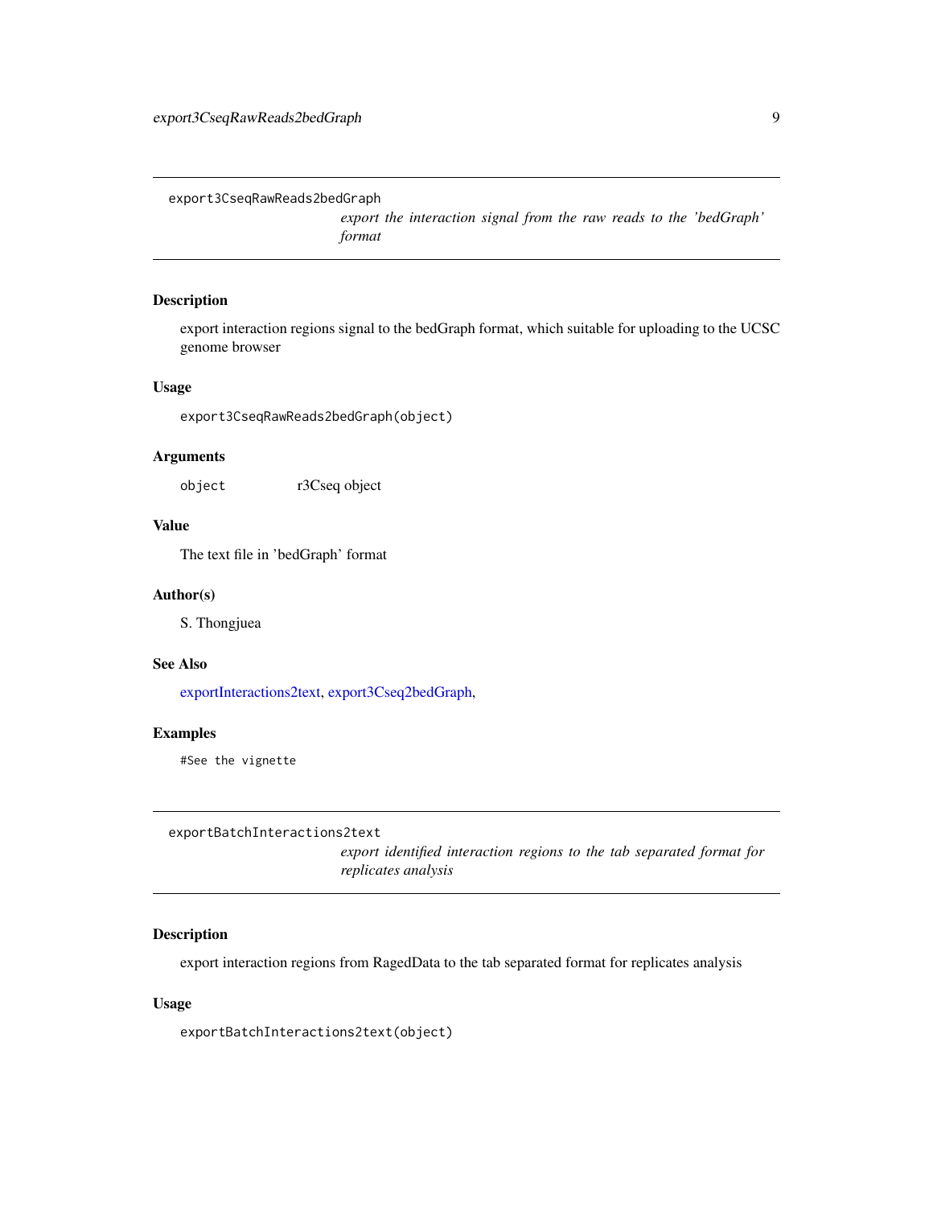## export3CseqRawReads2bedGraph

*export the interaction signal from the raw reads to the 'bedGraph' format*

### Description

export interaction regions signal to the bedGraph format, which suitable for uploading to the UCSC genome browser

### Usage

```
export3CseqRawReads2bedGraph(object)
```

### Arguments

| | |
|---|---|
| object | r3Cseq object |

### Value

The text file in 'bedGraph' format

### Author(s)

S. Thongjuea

### See Also

exportInteractions2text, export3Cseq2bedGraph,

### Examples

```
#See the vignette
```

## exportBatchInteractions2text

*export identified interaction regions to the tab separated format for replicates analysis*

### Description

export interaction regions from RagedData to the tab separated format for replicates analysis

### Usage

```
exportBatchInteractions2text(object)
```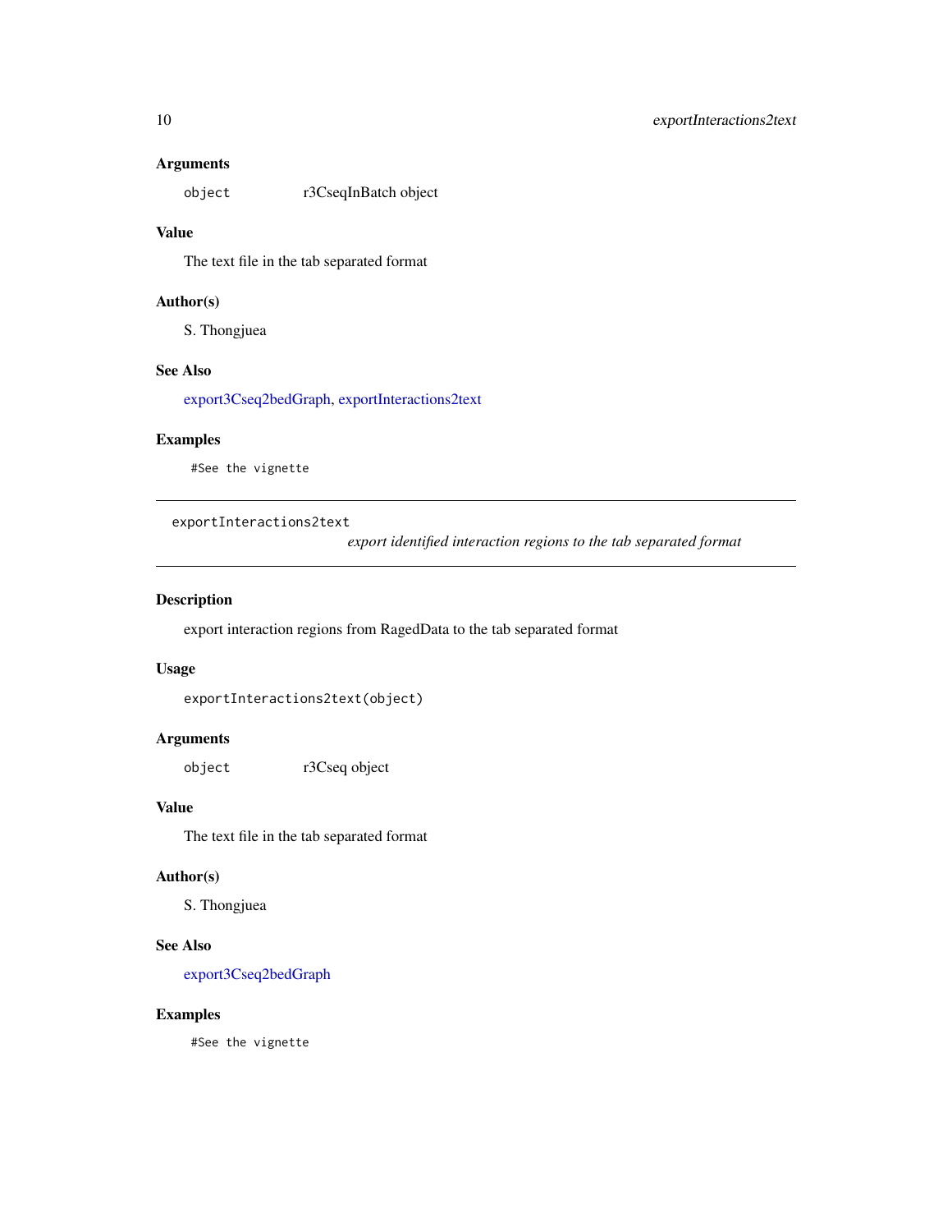### Arguments

object r3CseqInBatch object

### Value

The text file in the tab separated format

### Author(s)

S. Thongjuea

### See Also

export3Cseq2bedGraph, exportInteractions2text

### Examples

```
#See the vignette
```

---

## exportInteractions2text

*export identified interaction regions to the tab separated format*

---

### Description

export interaction regions from RagedData to the tab separated format

### Usage

```
exportInteractions2text(object)
```

### Arguments

object r3Cseq object

### Value

The text file in the tab separated format

### Author(s)

S. Thongjuea

### See Also

export3Cseq2bedGraph

### Examples

```
#See the vignette
```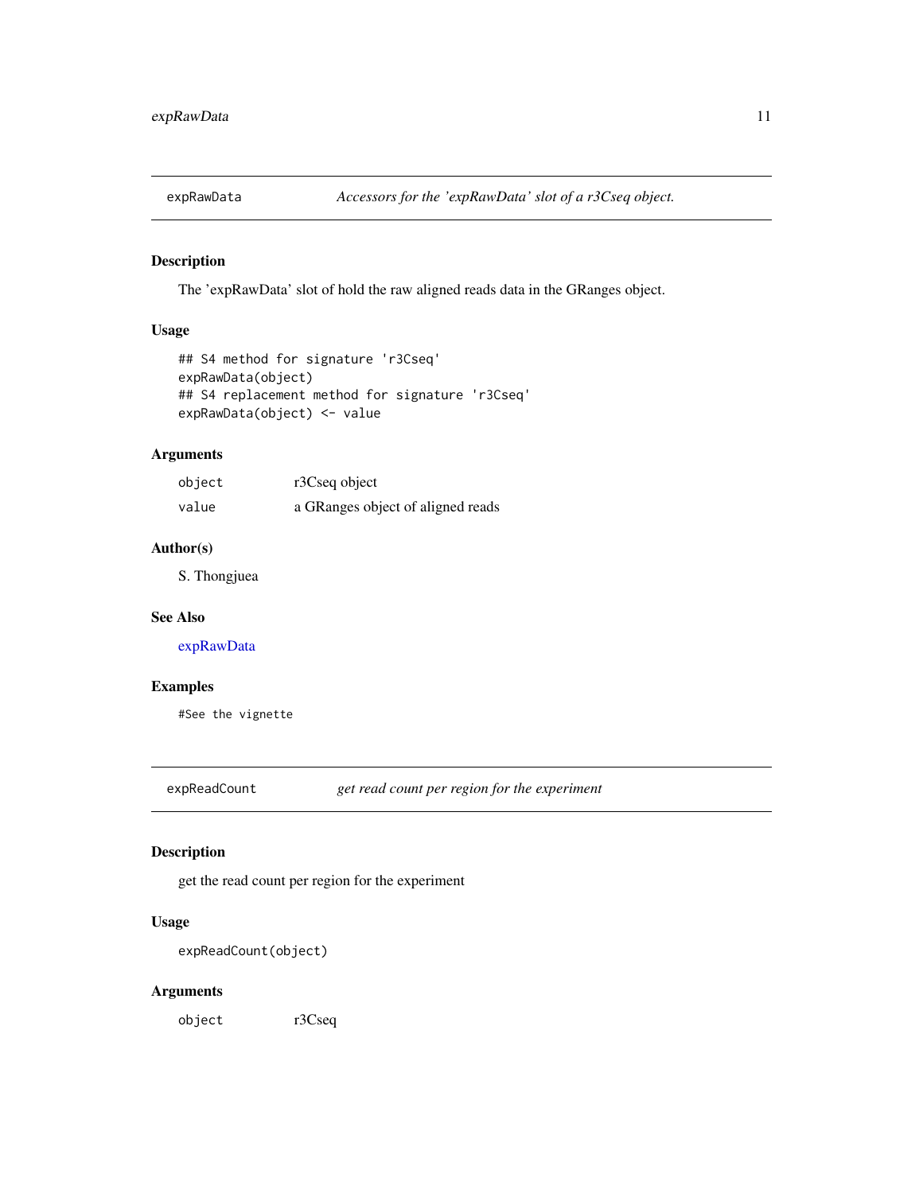## expRawData — *Accessors for the 'expRawData' slot of a r3Cseq object.*

### Description

The 'expRawData' slot of hold the raw aligned reads data in the GRanges object.

### Usage

```
## S4 method for signature 'r3Cseq'
expRawData(object)
## S4 replacement method for signature 'r3Cseq'
expRawData(object) <- value
```

### Arguments

| | |
|---|---|
| `object` | r3Cseq object |
| `value` | a GRanges object of aligned reads |

### Author(s)

S. Thongjuea

### See Also

expRawData

### Examples

```
#See the vignette
```

## expReadCount — *get read count per region for the experiment*

### Description

get the read count per region for the experiment

### Usage

```
expReadCount(object)
```

### Arguments

| | |
|---|---|
| `object` | r3Cseq |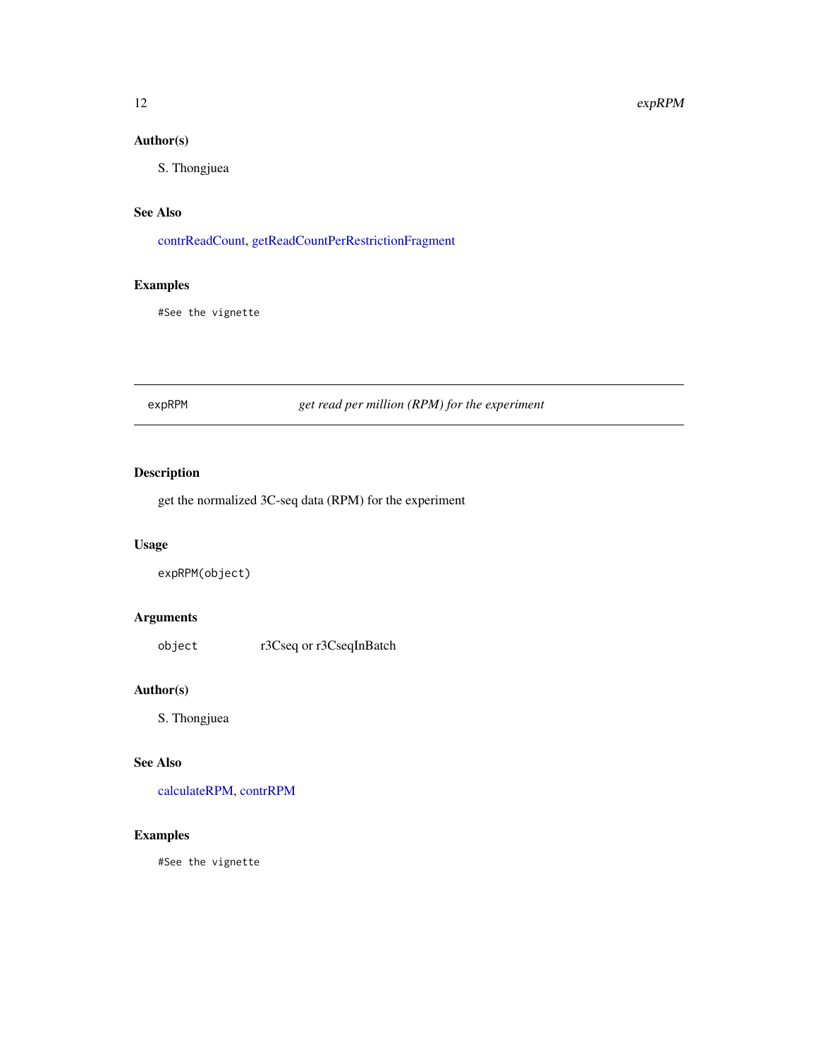### Author(s)

S. Thongjuea

### See Also

contrReadCount, getReadCountPerRestrictionFragment

### Examples

```
#See the vignette
```

---

## expRPM — *get read per million (RPM) for the experiment*

---

### Description

get the normalized 3C-seq data (RPM) for the experiment

### Usage

```
expRPM(object)
```

### Arguments

| | |
|---|---|
| `object` | r3Cseq or r3CseqInBatch |

### Author(s)

S. Thongjuea

### See Also

calculateRPM, contrRPM

### Examples

```
#See the vignette
```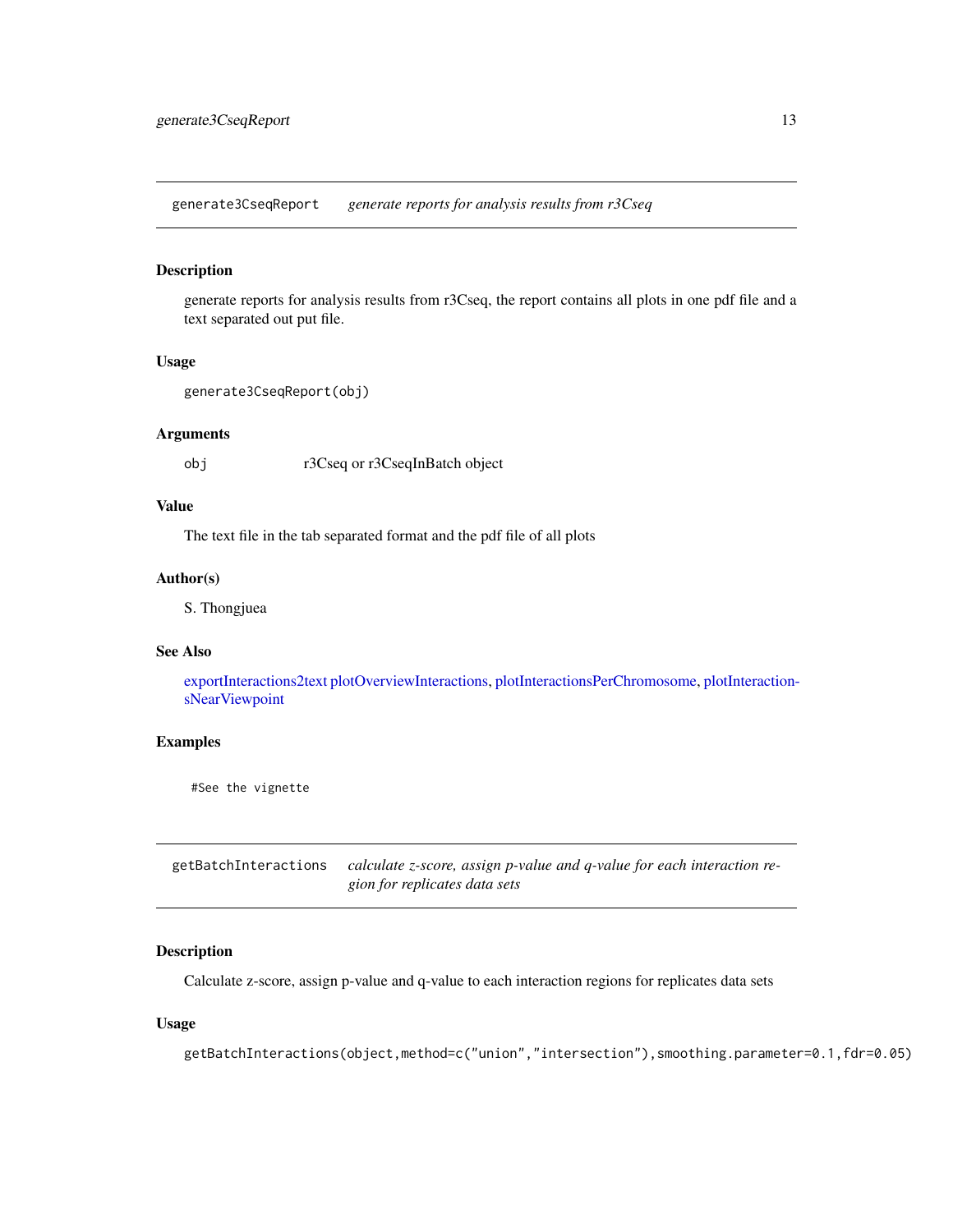## generate3CseqReport — *generate reports for analysis results from r3Cseq*

### Description

generate reports for analysis results from r3Cseq, the report contains all plots in one pdf file and a text separated out put file.

### Usage

```
generate3CseqReport(obj)
```

### Arguments

| | |
|---|---|
| obj | r3Cseq or r3CseqInBatch object |

### Value

The text file in the tab separated format and the pdf file of all plots

### Author(s)

S. Thongjuea

### See Also

exportInteractions2text plotOverviewInteractions, plotInteractionsPerChromosome, plotInteractionsNearViewpoint

### Examples

```
#See the vignette
```

## getBatchInteractions — *calculate z-score, assign p-value and q-value for each interaction region for replicates data sets*

### Description

Calculate z-score, assign p-value and q-value to each interaction regions for replicates data sets

### Usage

```
getBatchInteractions(object,method=c("union","intersection"),smoothing.parameter=0.1,fdr=0.05)
```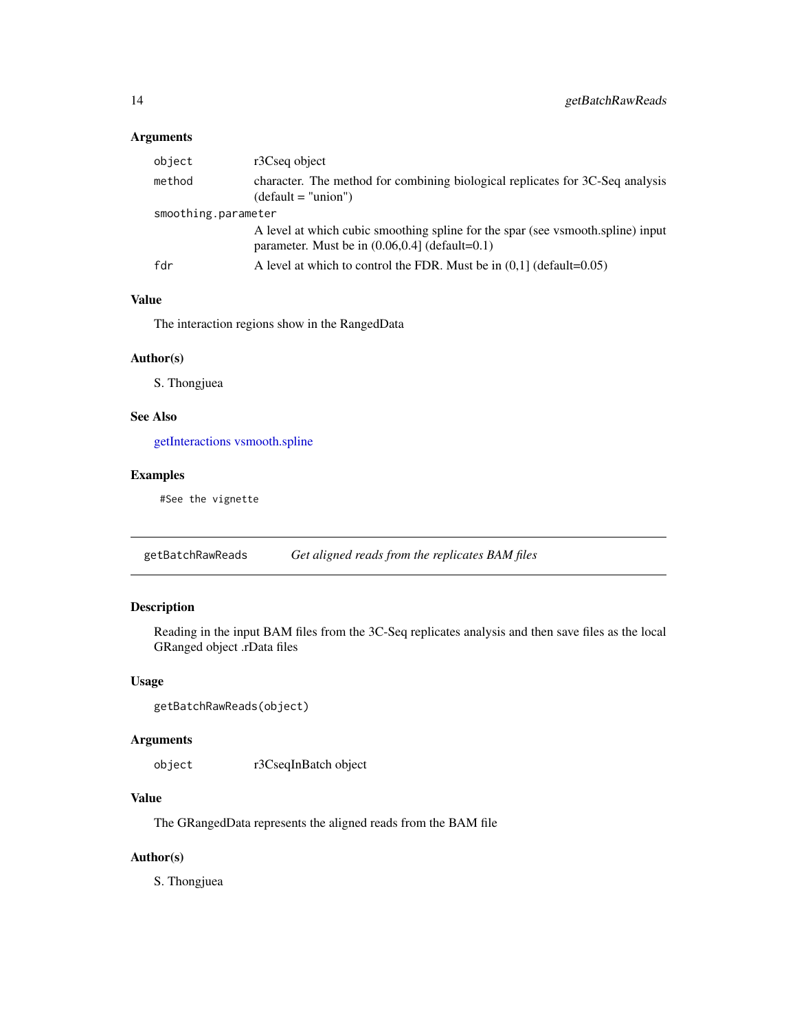### Arguments

| | |
|---|---|
| `object` | r3Cseq object |
| `method` | character. The method for combining biological replicates for 3C-Seq analysis (default = "union") |
| `smoothing.parameter` | A level at which cubic smoothing spline for the spar (see vsmooth.spline) input parameter. Must be in (0.06,0.4] (default=0.1) |
| `fdr` | A level at which to control the FDR. Must be in (0,1] (default=0.05) |

### Value

The interaction regions show in the RangedData

### Author(s)

S. Thongjuea

### See Also

getInteractions vsmooth.spline

### Examples

```
#See the vignette
```

---

## getBatchRawReads — *Get aligned reads from the replicates BAM files*

---

### Description

Reading in the input BAM files from the 3C-Seq replicates analysis and then save files as the local GRanged object .rData files

### Usage

```
getBatchRawReads(object)
```

### Arguments

| | |
|---|---|
| `object` | r3CseqInBatch object |

### Value

The GRangedData represents the aligned reads from the BAM file

### Author(s)

S. Thongjuea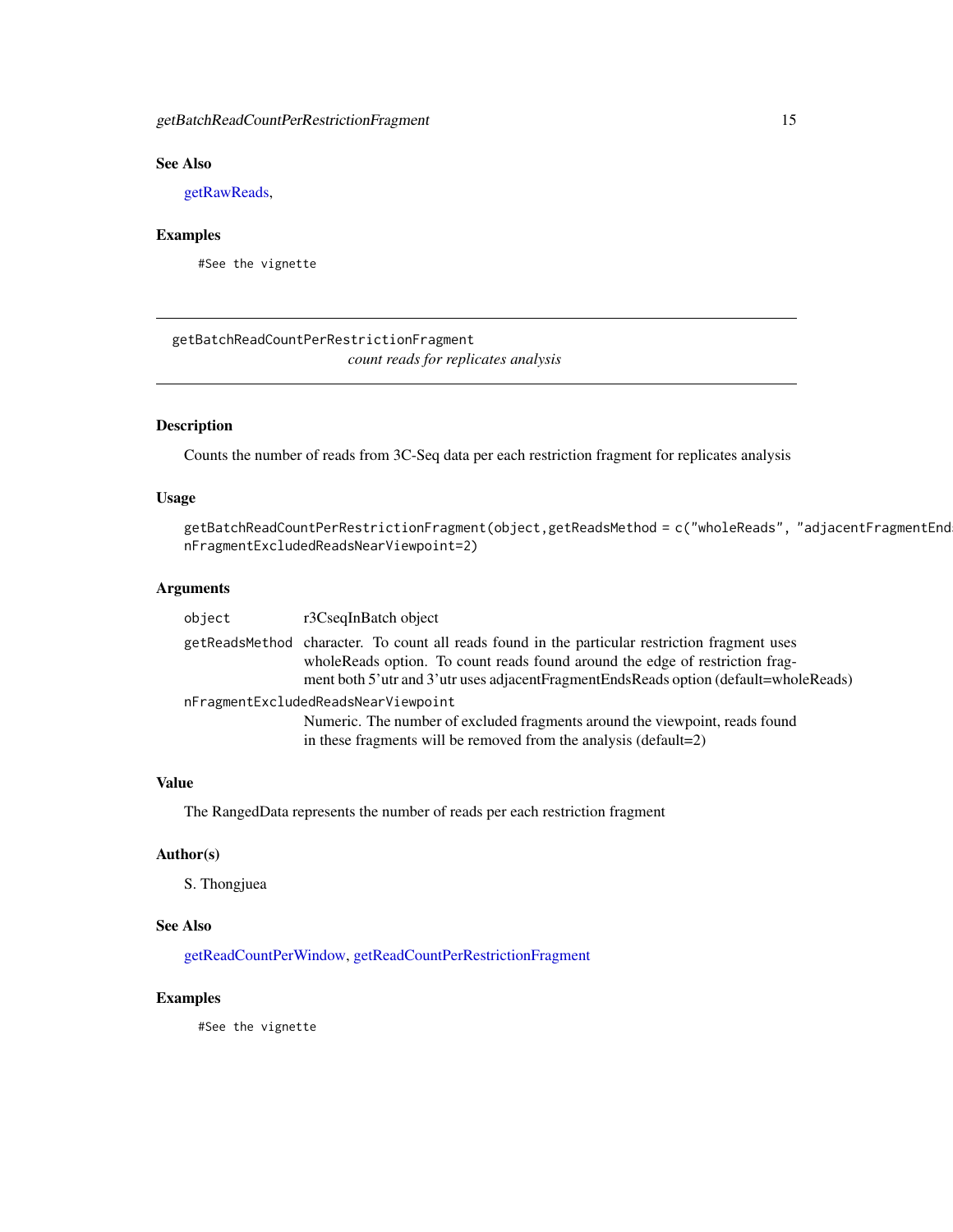## See Also

getRawReads,

## Examples

```
#See the vignette
```

---

# getBatchReadCountPerRestrictionFragment

*count reads for replicates analysis*

---

## Description

Counts the number of reads from 3C-Seq data per each restriction fragment for replicates analysis

## Usage

```
getBatchReadCountPerRestrictionFragment(object,getReadsMethod = c("wholeReads", "adjacentFragmentEnds
nFragmentExcludedReadsNearViewpoint=2)
```

## Arguments

| | |
|---|---|
| `object` | r3CseqInBatch object |
| `getReadsMethod` | character. To count all reads found in the particular restriction fragment uses wholeReads option. To count reads found around the edge of restriction fragment both 5'utr and 3'utr uses adjacentFragmentEndsReads option (default=wholeReads) |
| `nFragmentExcludedReadsNearViewpoint` | Numeric. The number of excluded fragments around the viewpoint, reads found in these fragments will be removed from the analysis (default=2) |

## Value

The RangedData represents the number of reads per each restriction fragment

## Author(s)

S. Thongjuea

## See Also

getReadCountPerWindow, getReadCountPerRestrictionFragment

## Examples

```
#See the vignette
```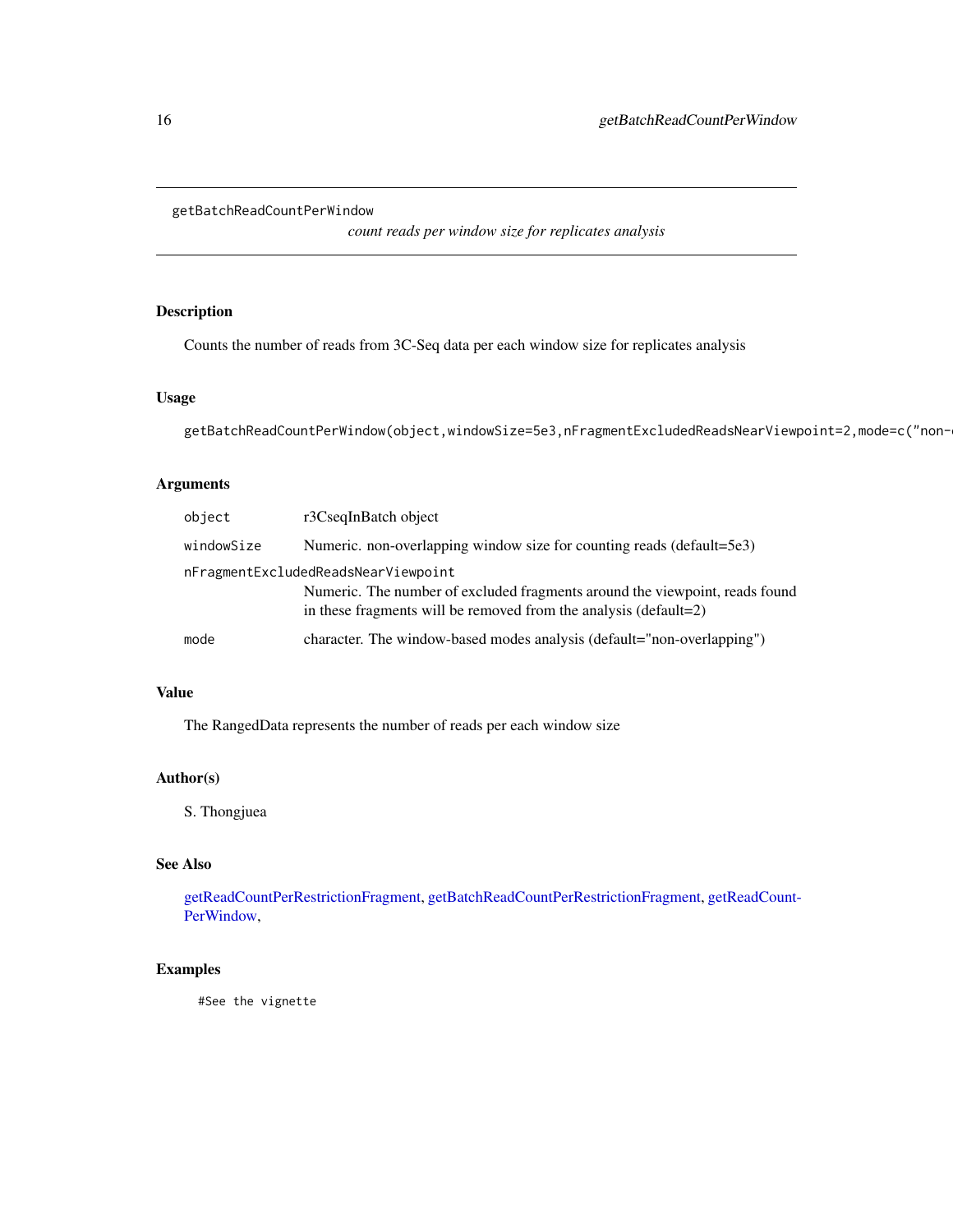getBatchReadCountPerWindow

*count reads per window size for replicates analysis*

## Description

Counts the number of reads from 3C-Seq data per each window size for replicates analysis

## Usage

```
getBatchReadCountPerWindow(object,windowSize=5e3,nFragmentExcludedReadsNearViewpoint=2,mode=c("non-
```

## Arguments

| | |
|---|---|
| `object` | r3CseqInBatch object |
| `windowSize` | Numeric. non-overlapping window size for counting reads (default=5e3) |
| `nFragmentExcludedReadsNearViewpoint` | Numeric. The number of excluded fragments around the viewpoint, reads found in these fragments will be removed from the analysis (default=2) |
| `mode` | character. The window-based modes analysis (default="non-overlapping") |

## Value

The RangedData represents the number of reads per each window size

## Author(s)

S. Thongjuea

## See Also

getReadCountPerRestrictionFragment, getBatchReadCountPerRestrictionFragment, getReadCountPerWindow,

## Examples

```
#See the vignette
```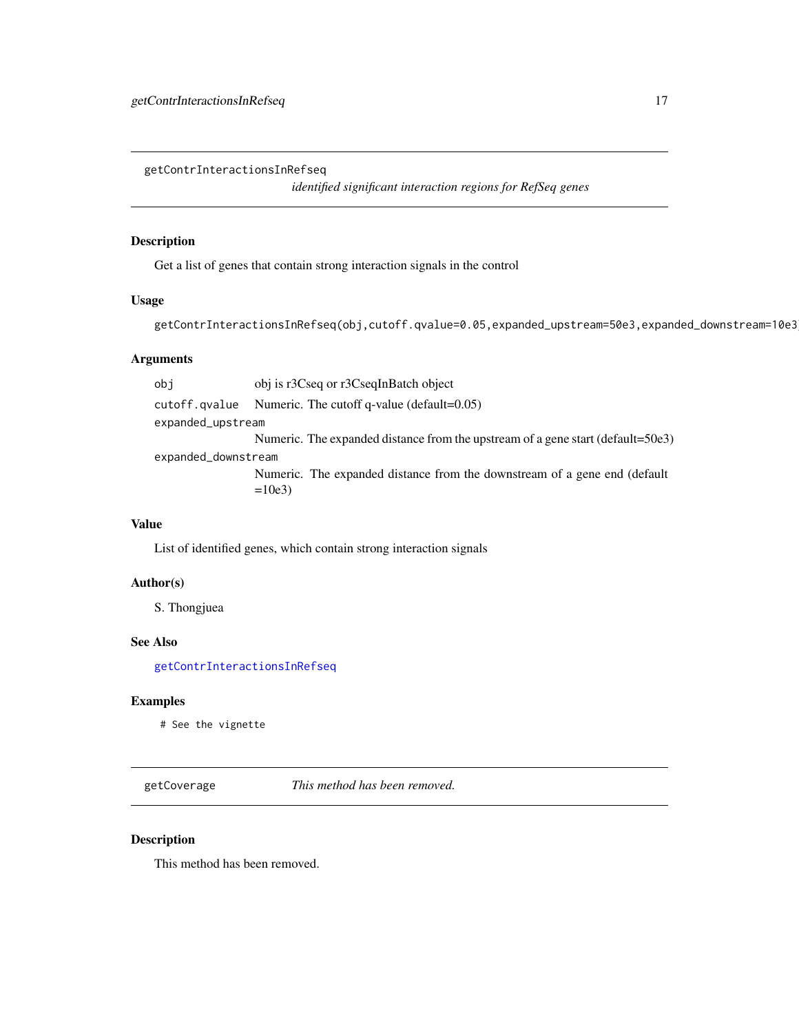## getContrInteractionsInRefseq

*identified significant interaction regions for RefSeq genes*

### Description

Get a list of genes that contain strong interaction signals in the control

### Usage

```
getContrInteractionsInRefseq(obj,cutoff.qvalue=0.05,expanded_upstream=50e3,expanded_downstream=10e3
```

### Arguments

| | |
|---|---|
| `obj` | obj is r3Cseq or r3CseqInBatch object |
| `cutoff.qvalue` | Numeric. The cutoff q-value (default=0.05) |
| `expanded_upstream` | Numeric. The expanded distance from the upstream of a gene start (default=50e3) |
| `expanded_downstream` | Numeric. The expanded distance from the downstream of a gene end (default =10e3) |

### Value

List of identified genes, which contain strong interaction signals

### Author(s)

S. Thongjuea

### See Also

`getContrInteractionsInRefseq`

### Examples

```
# See the vignette
```

## getCoverage

*This method has been removed.*

### Description

This method has been removed.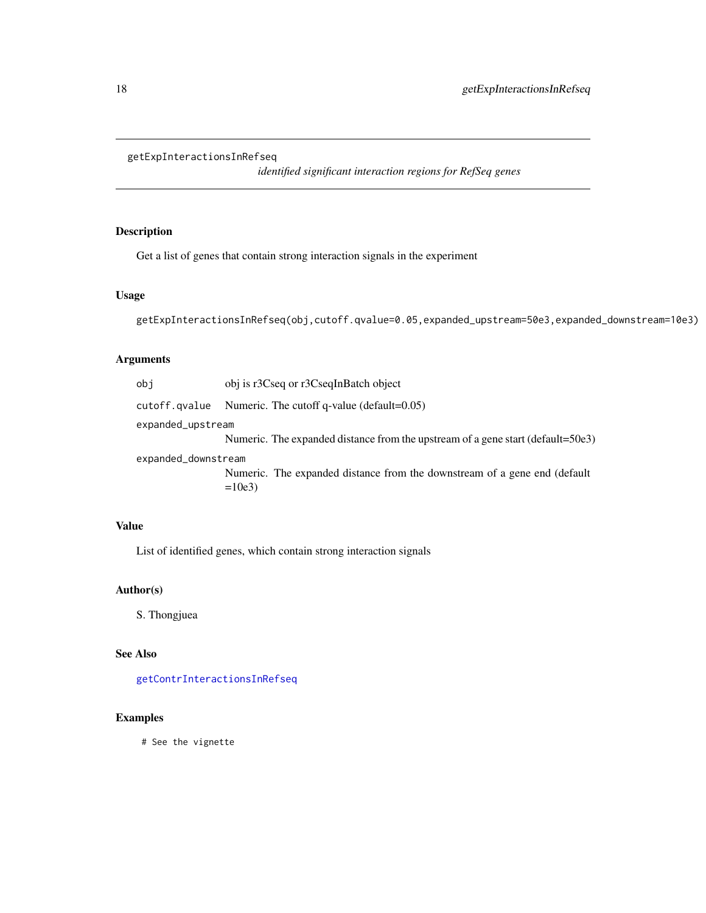# getExpInteractionsInRefseq

*identified significant interaction regions for RefSeq genes*

## Description

Get a list of genes that contain strong interaction signals in the experiment

## Usage

```
getExpInteractionsInRefseq(obj,cutoff.qvalue=0.05,expanded_upstream=50e3,expanded_downstream=10e3)
```

## Arguments

| | |
|---|---|
| `obj` | obj is r3Cseq or r3CseqInBatch object |
| `cutoff.qvalue` | Numeric. The cutoff q-value (default=0.05) |
| `expanded_upstream` | Numeric. The expanded distance from the upstream of a gene start (default=50e3) |
| `expanded_downstream` | Numeric. The expanded distance from the downstream of a gene end (default =10e3) |

## Value

List of identified genes, which contain strong interaction signals

## Author(s)

S. Thongjuea

## See Also

`getContrInteractionsInRefseq`

## Examples

```
# See the vignette
```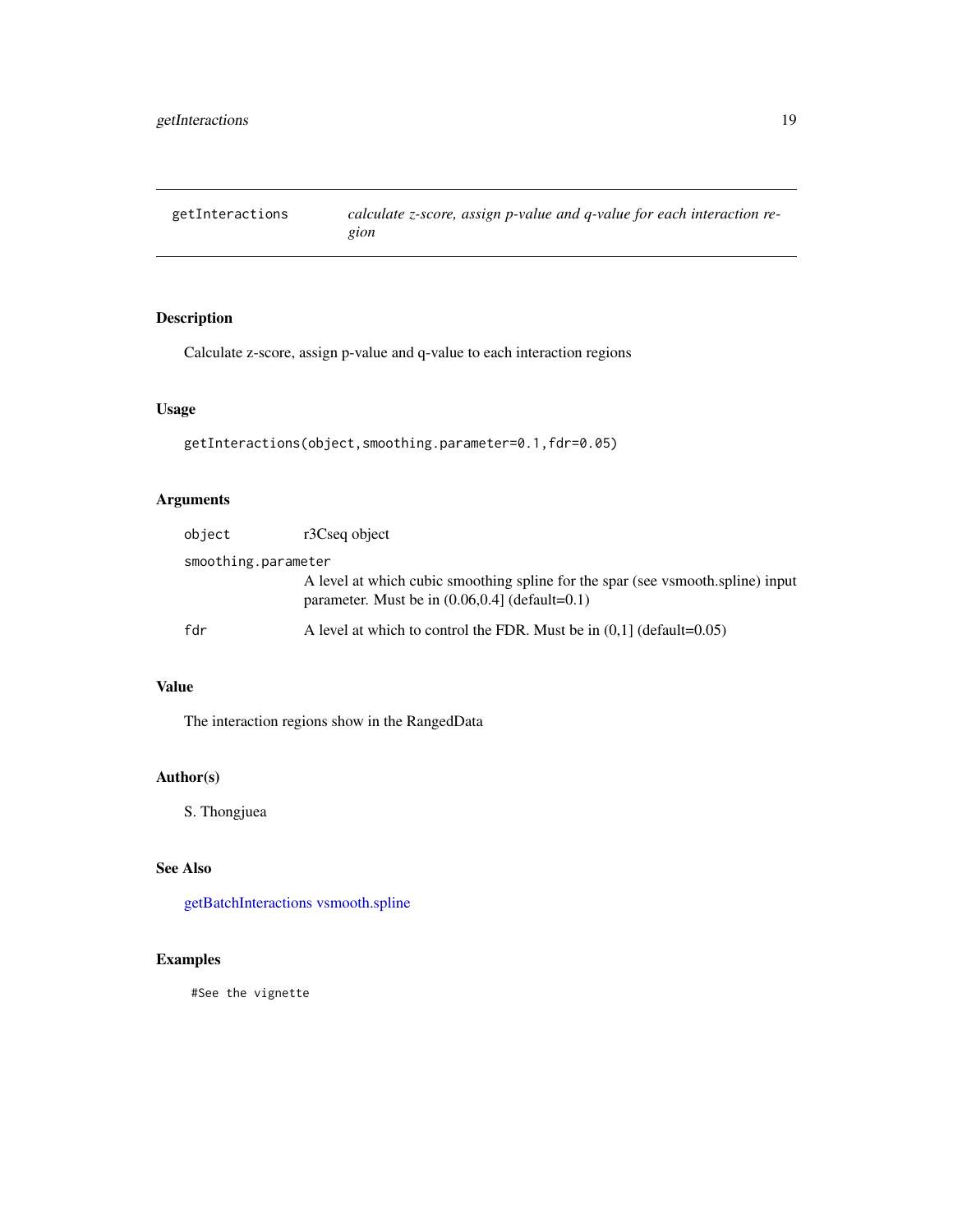## getInteractions — *calculate z-score, assign p-value and q-value for each interaction region*

### Description

Calculate z-score, assign p-value and q-value to each interaction regions

### Usage

```
getInteractions(object,smoothing.parameter=0.1,fdr=0.05)
```

### Arguments

| | |
|---|---|
| `object` | r3Cseq object |
| `smoothing.parameter` | A level at which cubic smoothing spline for the spar (see vsmooth.spline) input parameter. Must be in (0.06,0.4] (default=0.1) |
| `fdr` | A level at which to control the FDR. Must be in (0,1] (default=0.05) |

### Value

The interaction regions show in the RangedData

### Author(s)

S. Thongjuea

### See Also

getBatchInteractions vsmooth.spline

### Examples

```
#See the vignette
```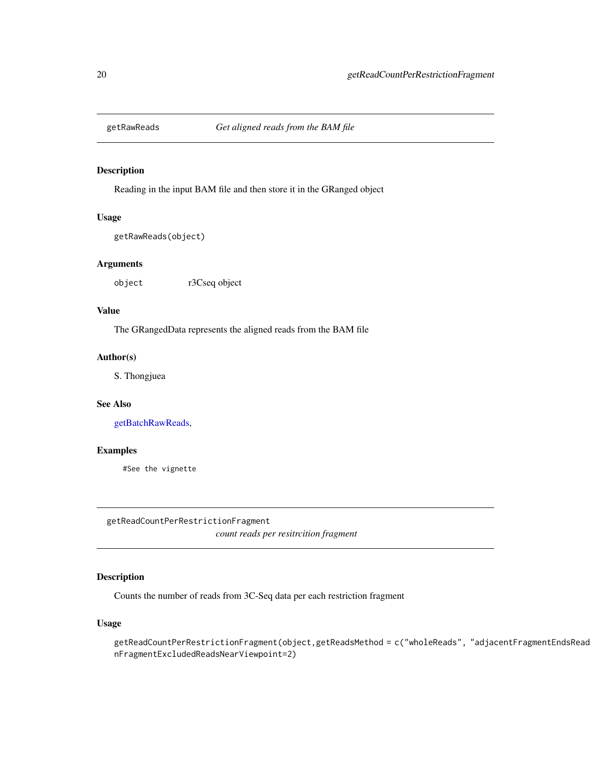## getRawReads *Get aligned reads from the BAM file*

### Description

Reading in the input BAM file and then store it in the GRanged object

### Usage

```
getRawReads(object)
```

### Arguments

| | |
|---|---|
| `object` | r3Cseq object |

### Value

The GRangedData represents the aligned reads from the BAM file

### Author(s)

S. Thongjuea

### See Also

getBatchRawReads,

### Examples

```
#See the vignette
```

## getReadCountPerRestrictionFragment *count reads per resitrcition fragment*

### Description

Counts the number of reads from 3C-Seq data per each restriction fragment

### Usage

```
getReadCountPerRestrictionFragment(object,getReadsMethod = c("wholeReads", "adjacentFragmentEndsReads
nFragmentExcludedReadsNearViewpoint=2)
```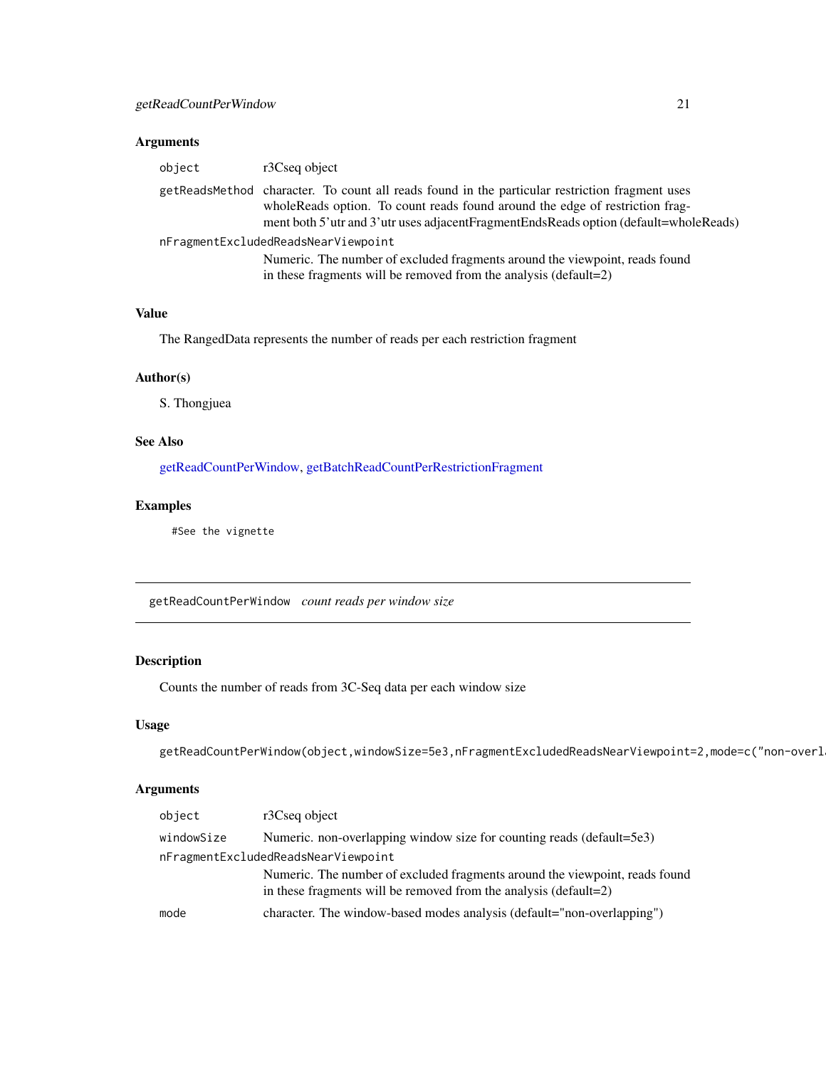### Arguments

object  r3Cseq object

getReadsMethod  character. To count all reads found in the particular restriction fragment uses wholeReads option. To count reads found around the edge of restriction fragment both 5'utr and 3'utr uses adjacentFragmentEndsReads option (default=wholeReads)

nFragmentExcludedReadsNearViewpoint
  Numeric. The number of excluded fragments around the viewpoint, reads found in these fragments will be removed from the analysis (default=2)

### Value

The RangedData represents the number of reads per each restriction fragment

### Author(s)

S. Thongjuea

### See Also

getReadCountPerWindow, getBatchReadCountPerRestrictionFragment

### Examples

```
#See the vignette
```

---

## getReadCountPerWindow *count reads per window size*

---

### Description

Counts the number of reads from 3C-Seq data per each window size

### Usage

```
getReadCountPerWindow(object,windowSize=5e3,nFragmentExcludedReadsNearViewpoint=2,mode=c("non-overl
```

### Arguments

object  r3Cseq object

windowSize  Numeric. non-overlapping window size for counting reads (default=5e3)

nFragmentExcludedReadsNearViewpoint
  Numeric. The number of excluded fragments around the viewpoint, reads found in these fragments will be removed from the analysis (default=2)

mode  character. The window-based modes analysis (default="non-overlapping")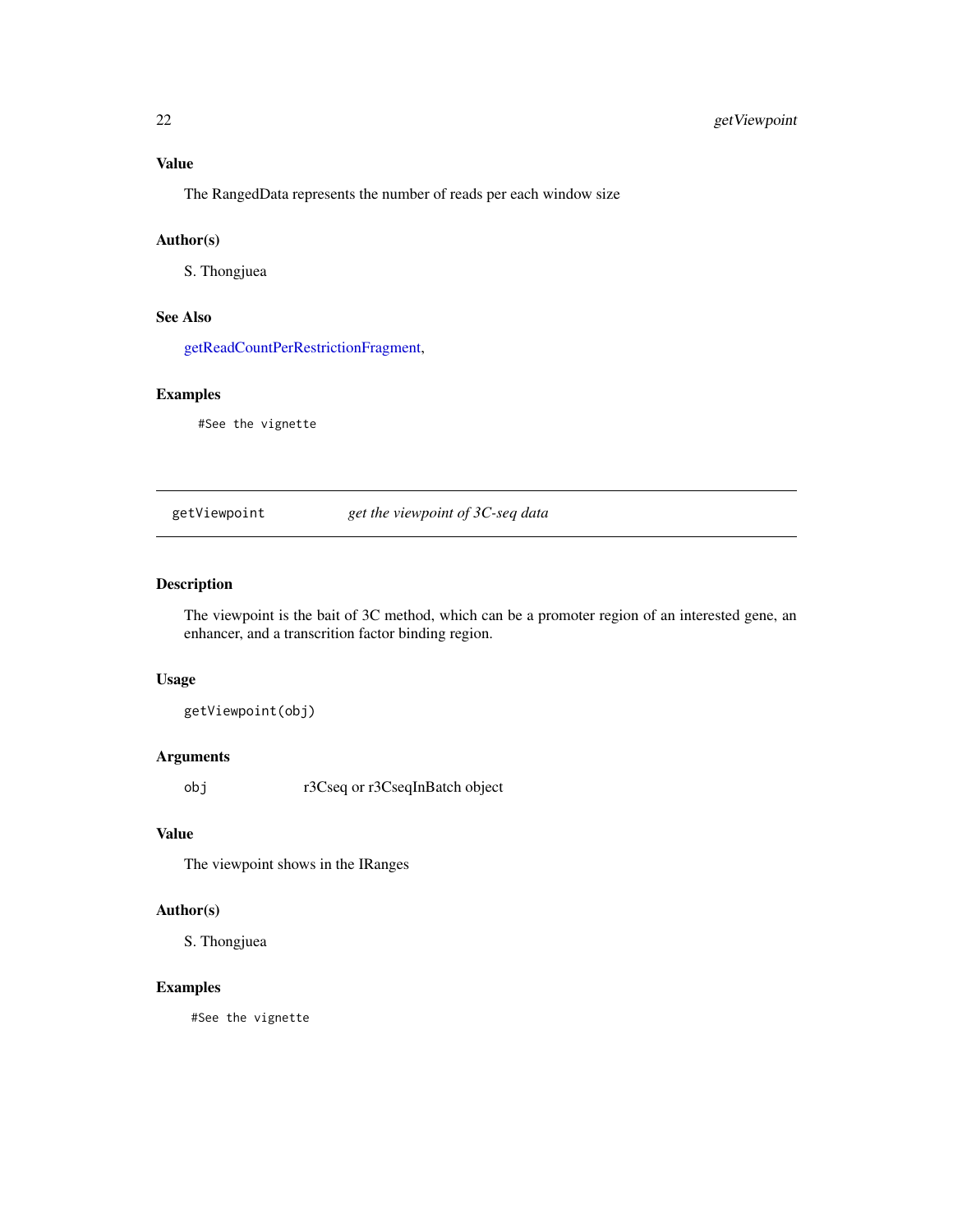### Value

The RangedData represents the number of reads per each window size

### Author(s)

S. Thongjuea

### See Also

getReadCountPerRestrictionFragment,

### Examples

```
#See the vignette
```

---

## getViewpoint *get the viewpoint of 3C-seq data*

---

### Description

The viewpoint is the bait of 3C method, which can be a promoter region of an interested gene, an enhancer, and a transcrition factor binding region.

### Usage

```
getViewpoint(obj)
```

### Arguments

| | |
|---|---|
| obj | r3Cseq or r3CseqInBatch object |

### Value

The viewpoint shows in the IRanges

### Author(s)

S. Thongjuea

### Examples

```
#See the vignette
```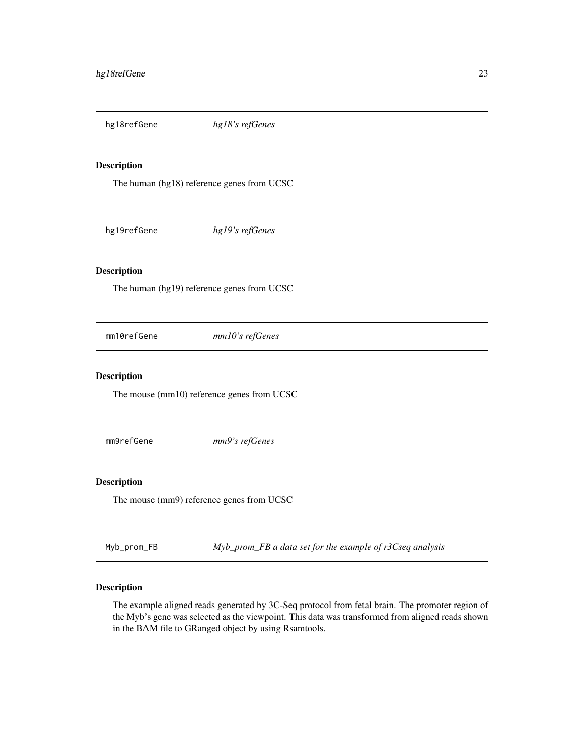## hg18refGene *hg18's refGenes*

### Description

The human (hg18) reference genes from UCSC

## hg19refGene *hg19's refGenes*

### Description

The human (hg19) reference genes from UCSC

## mm10refGene *mm10's refGenes*

### Description

The mouse (mm10) reference genes from UCSC

## mm9refGene *mm9's refGenes*

### Description

The mouse (mm9) reference genes from UCSC

## Myb_prom_FB *Myb_prom_FB a data set for the example of r3Cseq analysis*

### Description

The example aligned reads generated by 3C-Seq protocol from fetal brain. The promoter region of the Myb's gene was selected as the viewpoint. This data was transformed from aligned reads shown in the BAM file to GRanged object by using Rsamtools.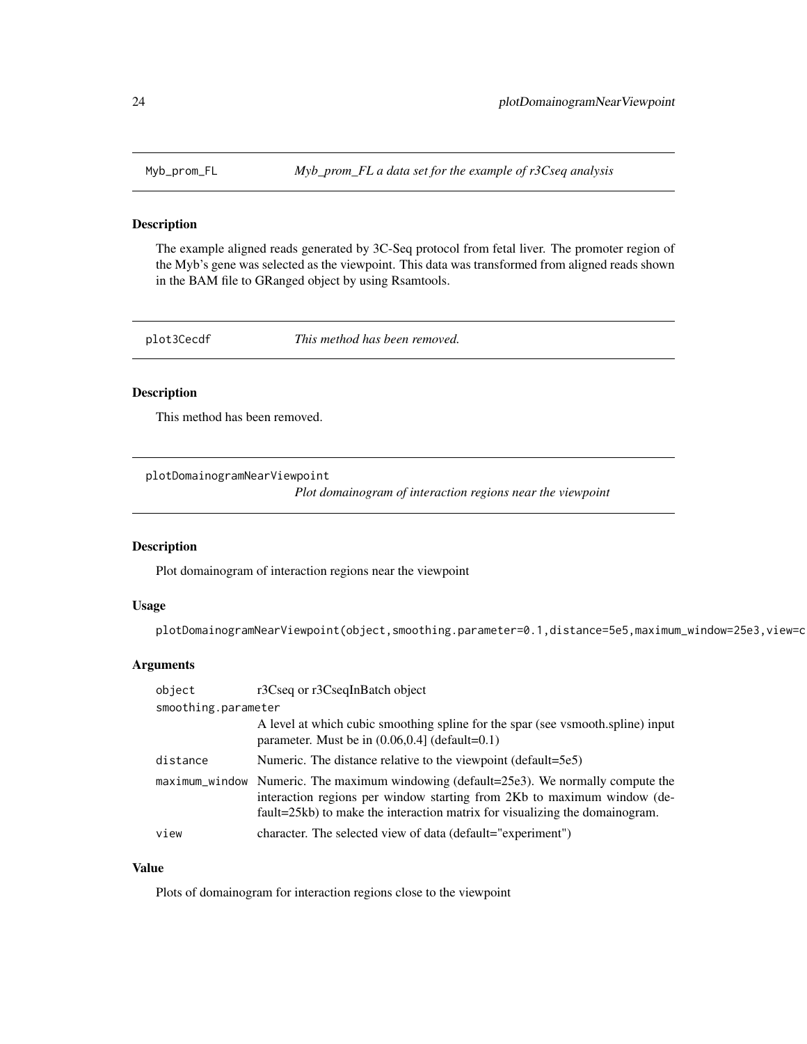## Myb_prom_FL — *Myb_prom_FL a data set for the example of r3Cseq analysis*

### Description

The example aligned reads generated by 3C-Seq protocol from fetal liver. The promoter region of the Myb's gene was selected as the viewpoint. This data was transformed from aligned reads shown in the BAM file to GRanged object by using Rsamtools.

## plot3Cecdf — *This method has been removed.*

### Description

This method has been removed.

## plotDomainogramNearViewpoint — *Plot domainogram of interaction regions near the viewpoint*

### Description

Plot domainogram of interaction regions near the viewpoint

### Usage

```
plotDomainogramNearViewpoint(object,smoothing.parameter=0.1,distance=5e5,maximum_window=25e3,view=c
```

### Arguments

| | |
|---|---|
| object | r3Cseq or r3CseqInBatch object |
| smoothing.parameter | A level at which cubic smoothing spline for the spar (see vsmooth.spline) input parameter. Must be in (0.06,0.4] (default=0.1) |
| distance | Numeric. The distance relative to the viewpoint (default=5e5) |
| maximum_window | Numeric. The maximum windowing (default=25e3). We normally compute the interaction regions per window starting from 2Kb to maximum window (default=25kb) to make the interaction matrix for visualizing the domainogram. |
| view | character. The selected view of data (default="experiment") |

### Value

Plots of domainogram for interaction regions close to the viewpoint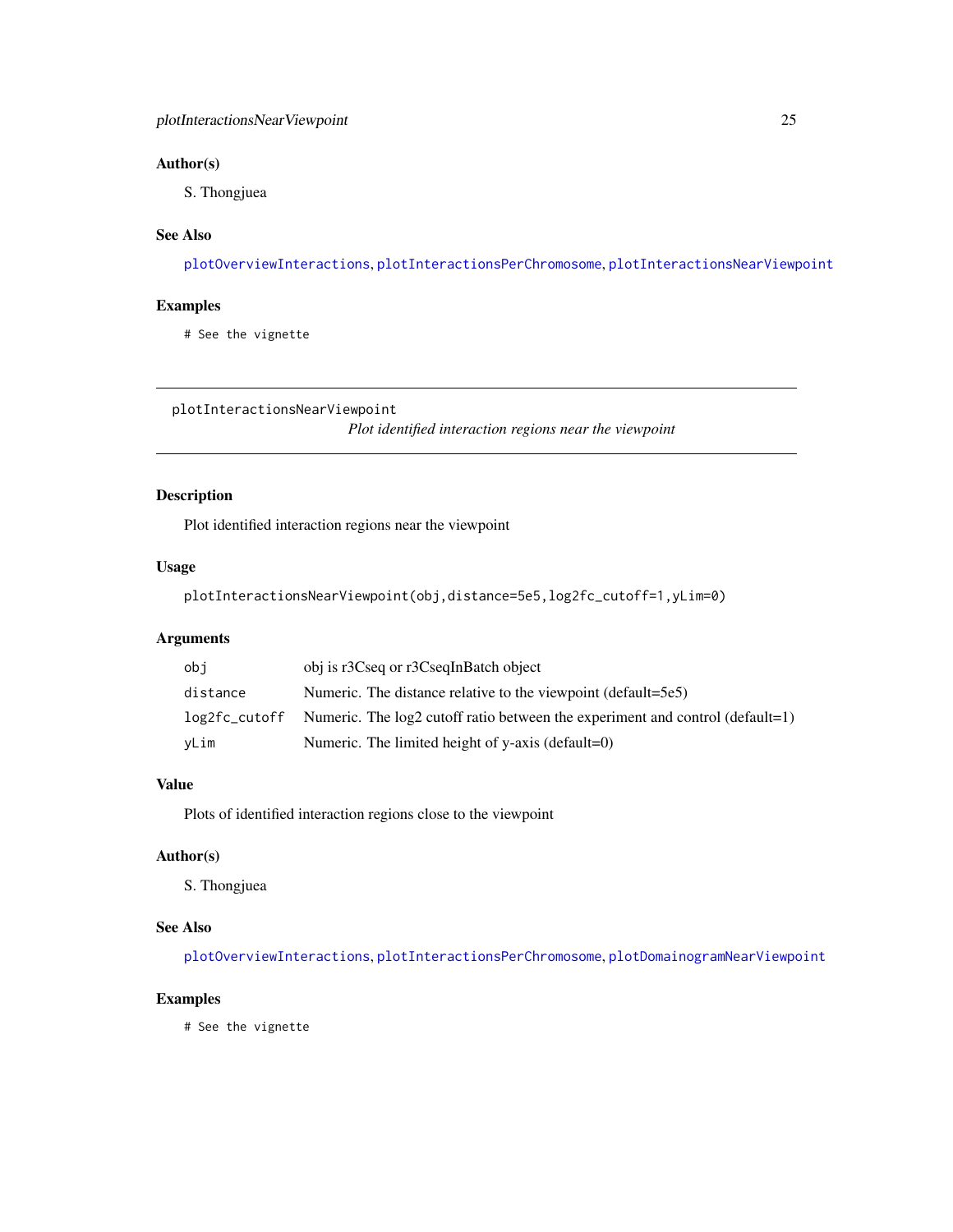### Author(s)

S. Thongjuea

### See Also

`plotOverviewInteractions`, `plotInteractionsPerChromosome`, `plotInteractionsNearViewpoint`

### Examples

```
# See the vignette
```

---

## plotInteractionsNearViewpoint

*Plot identified interaction regions near the viewpoint*

---

### Description

Plot identified interaction regions near the viewpoint

### Usage

```
plotInteractionsNearViewpoint(obj,distance=5e5,log2fc_cutoff=1,yLim=0)
```

### Arguments

| | |
|---|---|
| `obj` | obj is r3Cseq or r3CseqInBatch object |
| `distance` | Numeric. The distance relative to the viewpoint (default=5e5) |
| `log2fc_cutoff` | Numeric. The log2 cutoff ratio between the experiment and control (default=1) |
| `yLim` | Numeric. The limited height of y-axis (default=0) |

### Value

Plots of identified interaction regions close to the viewpoint

### Author(s)

S. Thongjuea

### See Also

`plotOverviewInteractions`, `plotInteractionsPerChromosome`, `plotDomainogramNearViewpoint`

### Examples

```
# See the vignette
```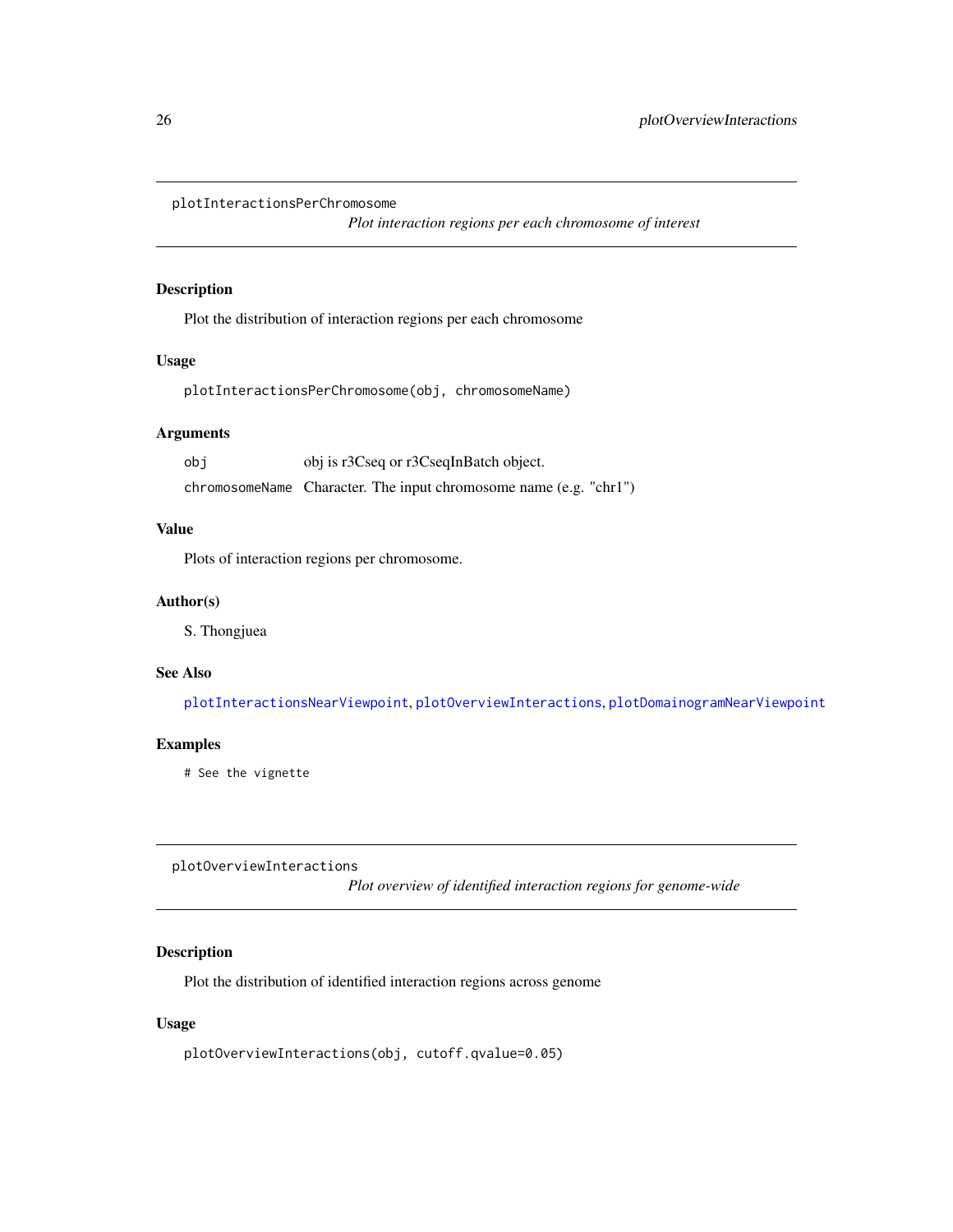## plotInteractionsPerChromosome

*Plot interaction regions per each chromosome of interest*

### Description

Plot the distribution of interaction regions per each chromosome

### Usage

```
plotInteractionsPerChromosome(obj, chromosomeName)
```

### Arguments

| | |
|---|---|
| `obj` | obj is r3Cseq or r3CseqInBatch object. |
| `chromosomeName` | Character. The input chromosome name (e.g. "chr1") |

### Value

Plots of interaction regions per chromosome.

### Author(s)

S. Thongjuea

### See Also

`plotInteractionsNearViewpoint`, `plotOverviewInteractions`, `plotDomainogramNearViewpoint`

### Examples

```
# See the vignette
```

## plotOverviewInteractions

*Plot overview of identified interaction regions for genome-wide*

### Description

Plot the distribution of identified interaction regions across genome

### Usage

```
plotOverviewInteractions(obj, cutoff.qvalue=0.05)
```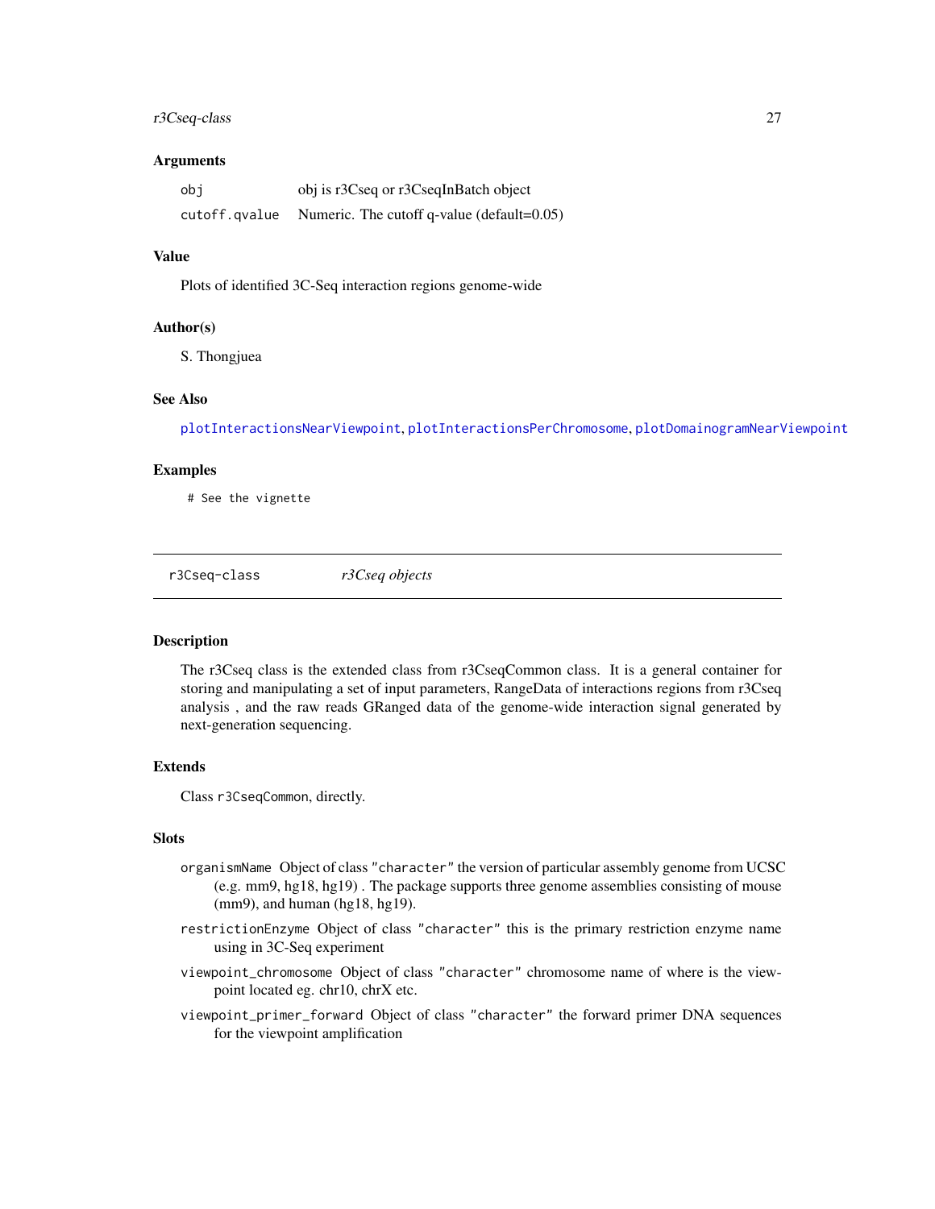### Arguments

| | |
|---|---|
| `obj` | obj is r3Cseq or r3CseqInBatch object |
| `cutoff.qvalue` | Numeric. The cutoff q-value (default=0.05) |

### Value

Plots of identified 3C-Seq interaction regions genome-wide

### Author(s)

S. Thongjuea

### See Also

`plotInteractionsNearViewpoint`, `plotInteractionsPerChromosome`, `plotDomainogramNearViewpoint`

### Examples

```
# See the vignette
```

---

## r3Cseq-class *r3Cseq objects*

---

### Description

The r3Cseq class is the extended class from r3CseqCommon class. It is a general container for storing and manipulating a set of input parameters, RangeData of interactions regions from r3Cseq analysis , and the raw reads GRanged data of the genome-wide interaction signal generated by next-generation sequencing.

### Extends

Class `r3CseqCommon`, directly.

### Slots

- `organismName` Object of class `"character"` the version of particular assembly genome from UCSC (e.g. mm9, hg18, hg19) . The package supports three genome assemblies consisting of mouse (mm9), and human (hg18, hg19).
- `restrictionEnzyme` Object of class `"character"` this is the primary restriction enzyme name using in 3C-Seq experiment
- `viewpoint_chromosome` Object of class `"character"` chromosome name of where is the viewpoint located eg. chr10, chrX etc.
- `viewpoint_primer_forward` Object of class `"character"` the forward primer DNA sequences for the viewpoint amplification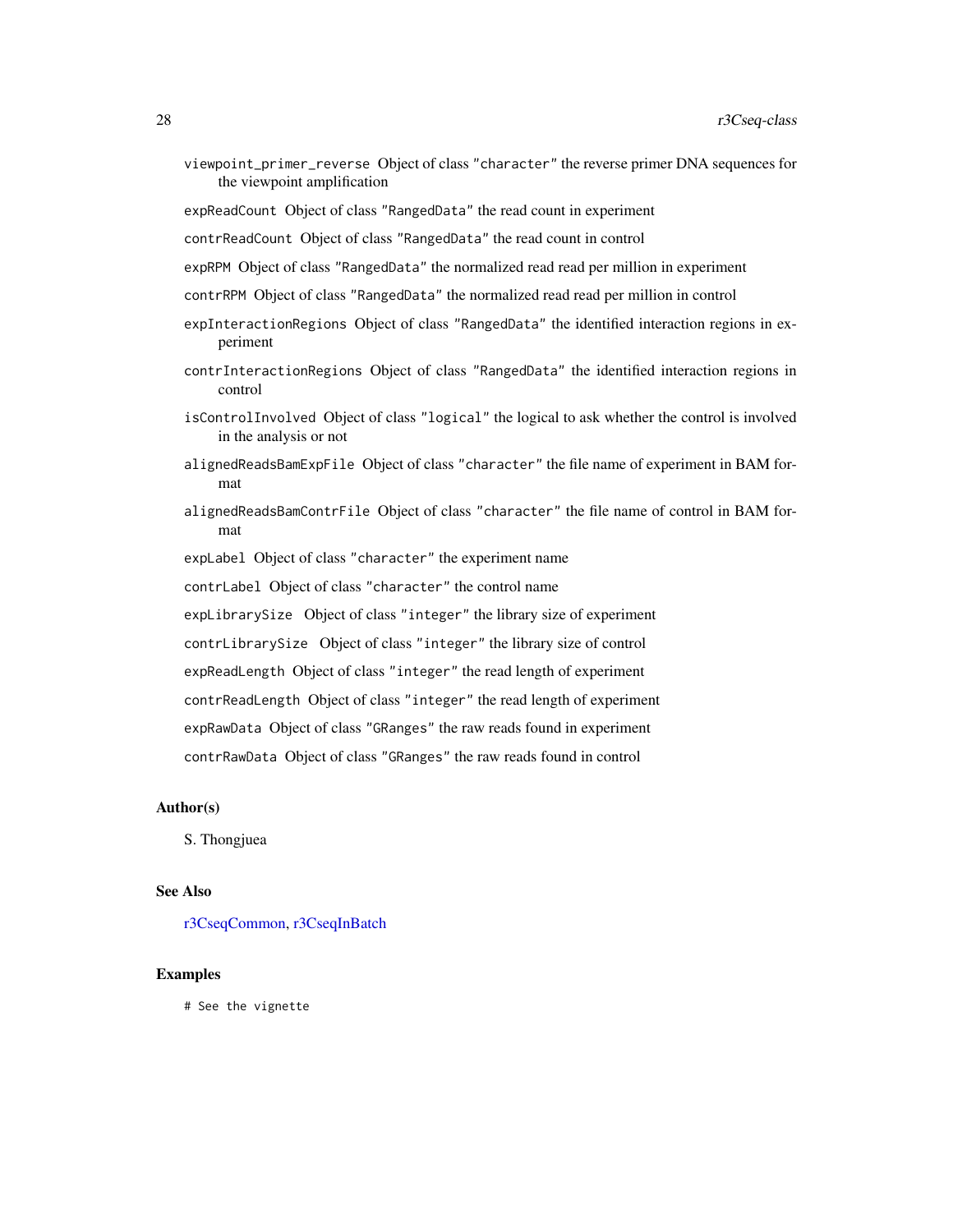viewpoint_primer_reverse Object of class "character" the reverse primer DNA sequences for the viewpoint amplification

expReadCount Object of class "RangedData" the read count in experiment

contrReadCount Object of class "RangedData" the read count in control

expRPM Object of class "RangedData" the normalized read read per million in experiment

contrRPM Object of class "RangedData" the normalized read read per million in control

expInteractionRegions Object of class "RangedData" the identified interaction regions in experiment

contrInteractionRegions Object of class "RangedData" the identified interaction regions in control

isControlInvolved Object of class "logical" the logical to ask whether the control is involved in the analysis or not

alignedReadsBamExpFile Object of class "character" the file name of experiment in BAM format

alignedReadsBamContrFile Object of class "character" the file name of control in BAM format

expLabel Object of class "character" the experiment name

contrLabel Object of class "character" the control name

expLibrarySize Object of class "integer" the library size of experiment

contrLibrarySize Object of class "integer" the library size of control

expReadLength Object of class "integer" the read length of experiment

contrReadLength Object of class "integer" the read length of experiment

expRawData Object of class "GRanges" the raw reads found in experiment

contrRawData Object of class "GRanges" the raw reads found in control

## Author(s)

S. Thongjuea

## See Also

r3CseqCommon, r3CseqInBatch

## Examples

```
# See the vignette
```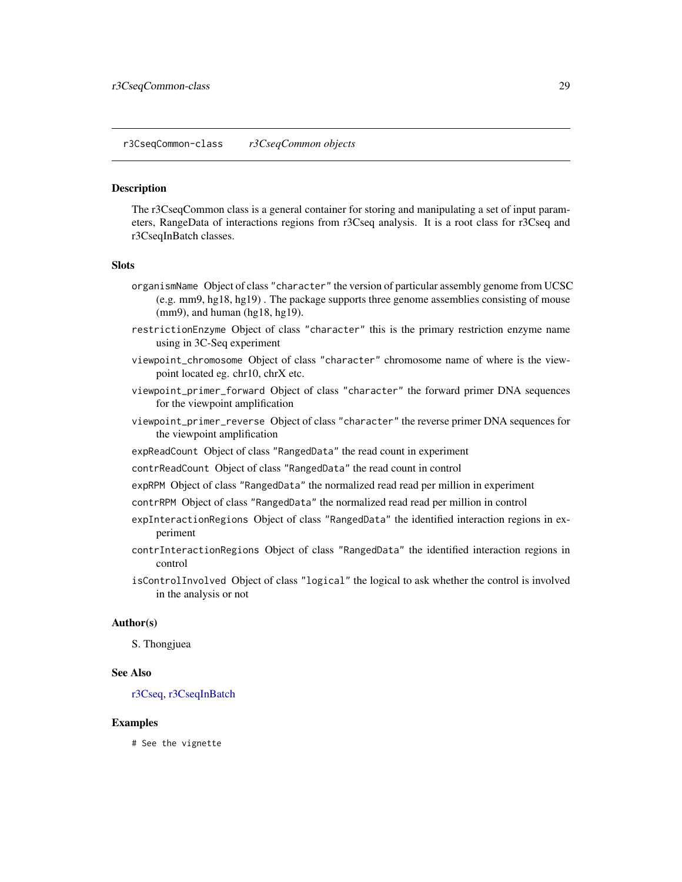r3CseqCommon-class *r3CseqCommon objects*

## Description

The r3CseqCommon class is a general container for storing and manipulating a set of input parameters, RangeData of interactions regions from r3Cseq analysis. It is a root class for r3Cseq and r3CseqInBatch classes.

## Slots

- `organismName` Object of class `"character"` the version of particular assembly genome from UCSC (e.g. mm9, hg18, hg19) . The package supports three genome assemblies consisting of mouse (mm9), and human (hg18, hg19).
- `restrictionEnzyme` Object of class `"character"` this is the primary restriction enzyme name using in 3C-Seq experiment
- `viewpoint_chromosome` Object of class `"character"` chromosome name of where is the viewpoint located eg. chr10, chrX etc.
- `viewpoint_primer_forward` Object of class `"character"` the forward primer DNA sequences for the viewpoint amplification
- `viewpoint_primer_reverse` Object of class `"character"` the reverse primer DNA sequences for the viewpoint amplification
- `expReadCount` Object of class `"RangedData"` the read count in experiment
- `contrReadCount` Object of class `"RangedData"` the read count in control
- `expRPM` Object of class `"RangedData"` the normalized read read per million in experiment
- `contrRPM` Object of class `"RangedData"` the normalized read read per million in control
- `expInteractionRegions` Object of class `"RangedData"` the identified interaction regions in experiment
- `contrInteractionRegions` Object of class `"RangedData"` the identified interaction regions in control
- `isControlInvolved` Object of class `"logical"` the logical to ask whether the control is involved in the analysis or not

## Author(s)

S. Thongjuea

## See Also

r3Cseq, r3CseqInBatch

## Examples

```
# See the vignette
```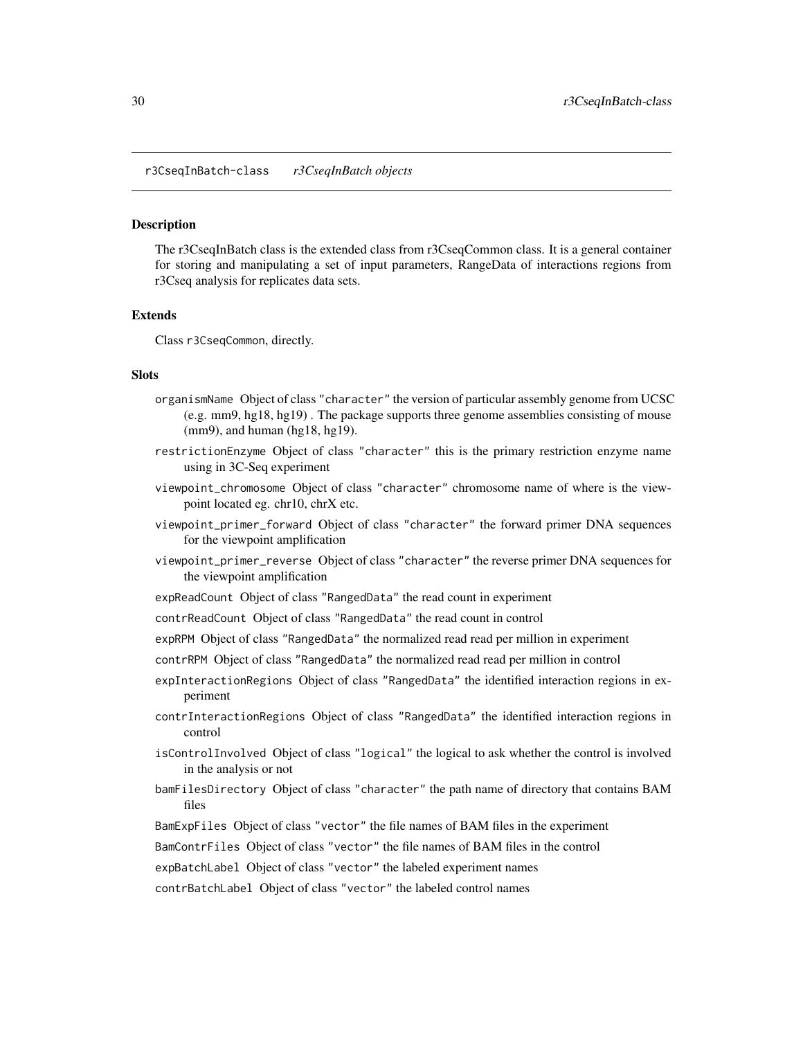# r3CseqInBatch-class — *r3CseqInBatch objects*

## Description

The r3CseqInBatch class is the extended class from r3CseqCommon class. It is a general container for storing and manipulating a set of input parameters, RangeData of interactions regions from r3Cseq analysis for replicates data sets.

## Extends

Class `r3CseqCommon`, directly.

## Slots

- `organismName` Object of class `"character"` the version of particular assembly genome from UCSC (e.g. mm9, hg18, hg19) . The package supports three genome assemblies consisting of mouse (mm9), and human (hg18, hg19).
- `restrictionEnzyme` Object of class `"character"` this is the primary restriction enzyme name using in 3C-Seq experiment
- `viewpoint_chromosome` Object of class `"character"` chromosome name of where is the viewpoint located eg. chr10, chrX etc.
- `viewpoint_primer_forward` Object of class `"character"` the forward primer DNA sequences for the viewpoint amplification
- `viewpoint_primer_reverse` Object of class `"character"` the reverse primer DNA sequences for the viewpoint amplification
- `expReadCount` Object of class `"RangedData"` the read count in experiment
- `contrReadCount` Object of class `"RangedData"` the read count in control
- `expRPM` Object of class `"RangedData"` the normalized read read per million in experiment
- `contrRPM` Object of class `"RangedData"` the normalized read read per million in control
- `expInteractionRegions` Object of class `"RangedData"` the identified interaction regions in experiment
- `contrInteractionRegions` Object of class `"RangedData"` the identified interaction regions in control
- `isControlInvolved` Object of class `"logical"` the logical to ask whether the control is involved in the analysis or not
- `bamFilesDirectory` Object of class `"character"` the path name of directory that contains BAM files
- `BamExpFiles` Object of class `"vector"` the file names of BAM files in the experiment
- `BamContrFiles` Object of class `"vector"` the file names of BAM files in the control
- `expBatchLabel` Object of class `"vector"` the labeled experiment names
- `contrBatchLabel` Object of class `"vector"` the labeled control names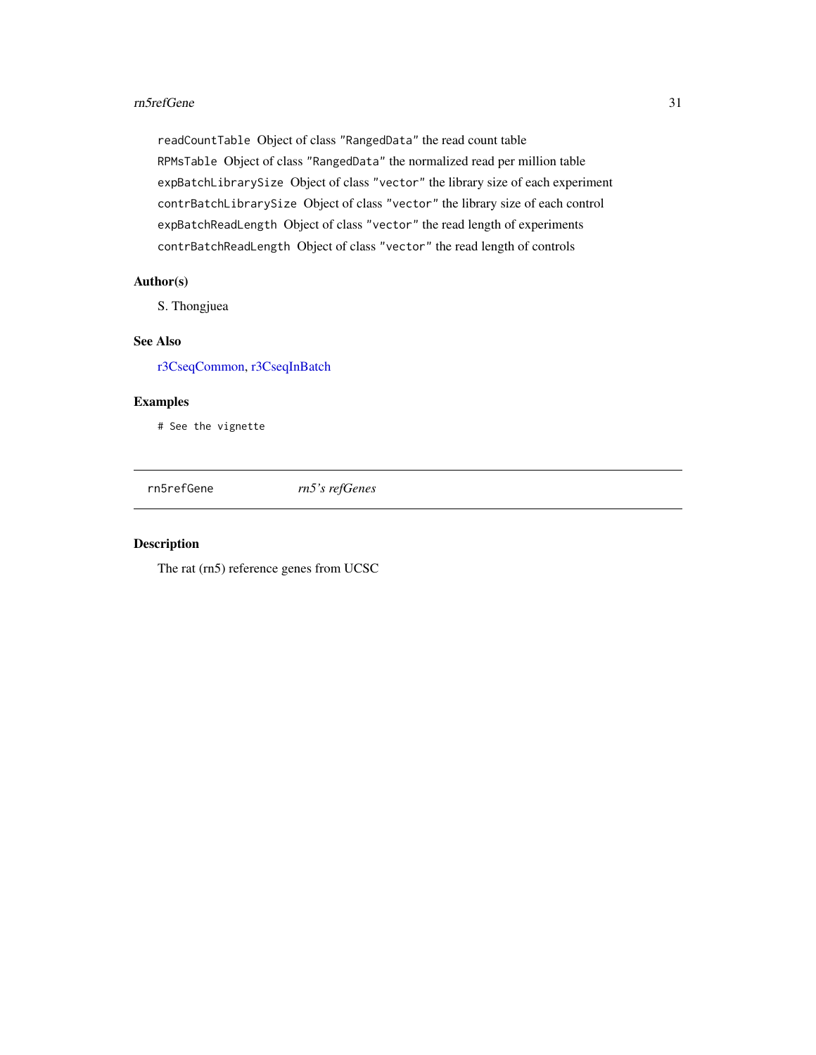`readCountTable` Object of class "RangedData" the read count table

`RPMsTable` Object of class "RangedData" the normalized read per million table

`expBatchLibrarySize` Object of class "vector" the library size of each experiment

`contrBatchLibrarySize` Object of class "vector" the library size of each control

`expBatchReadLength` Object of class "vector" the read length of experiments

`contrBatchReadLength` Object of class "vector" the read length of controls

## Author(s)

S. Thongjuea

## See Also

r3CseqCommon, r3CseqInBatch

## Examples

```
# See the vignette
```

---

`rn5refGene` *rn5's refGenes*

---

## Description

The rat (rn5) reference genes from UCSC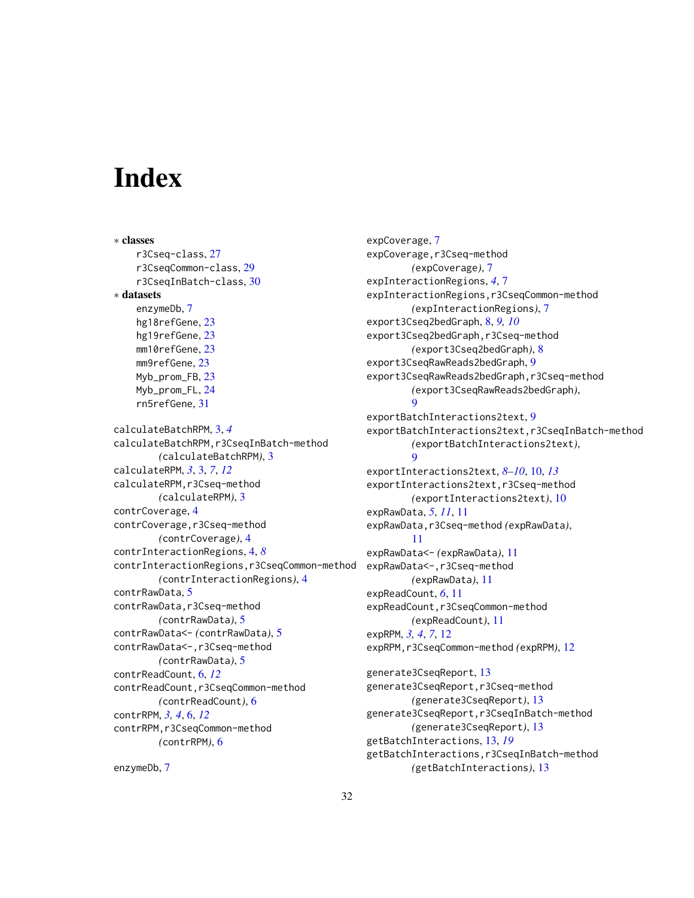# Index

∗ **classes**
- r3Cseq-class, 27
- r3CseqCommon-class, 29
- r3CseqInBatch-class, 30

∗ **datasets**
- enzymeDb, 7
- hg18refGene, 23
- hg19refGene, 23
- mm10refGene, 23
- mm9refGene, 23
- Myb_prom_FB, 23
- Myb_prom_FL, 24
- rn5refGene, 31

calculateBatchRPM, 3, *4*
calculateBatchRPM,r3CseqInBatch-method *(calculateBatchRPM)*, 3
calculateRPM, *3*, 3, *7*, *12*
calculateRPM,r3Cseq-method *(calculateRPM)*, 3
contrCoverage, 4
contrCoverage,r3Cseq-method *(contrCoverage)*, 4
contrInteractionRegions, 4, *8*
contrInteractionRegions,r3CseqCommon-method *(contrInteractionRegions)*, 4
contrRawData, 5
contrRawData,r3Cseq-method *(contrRawData)*, 5
contrRawData<- *(contrRawData)*, 5
contrRawData<-,r3Cseq-method *(contrRawData)*, 5
contrReadCount, 6, *12*
contrReadCount,r3CseqCommon-method *(contrReadCount)*, 6
contrRPM, *3, 4*, 6, *12*
contrRPM,r3CseqCommon-method *(contrRPM)*, 6

enzymeDb, 7
expCoverage, 7
expCoverage,r3Cseq-method *(expCoverage)*, 7
expInteractionRegions, *4*, 7
expInteractionRegions,r3CseqCommon-method *(expInteractionRegions)*, 7
export3Cseq2bedGraph, 8, *9, 10*
export3Cseq2bedGraph,r3Cseq-method *(export3Cseq2bedGraph)*, 8
export3CseqRawReads2bedGraph, 9
export3CseqRawReads2bedGraph,r3Cseq-method *(export3CseqRawReads2bedGraph)*, 9
exportBatchInteractions2text, 9
exportBatchInteractions2text,r3CseqInBatch-method *(exportBatchInteractions2text)*, 9
exportInteractions2text, *8–10*, 10, *13*
exportInteractions2text,r3Cseq-method *(exportInteractions2text)*, 10
expRawData, *5*, *11*, 11
expRawData,r3Cseq-method *(expRawData)*, 11
expRawData<- *(expRawData)*, 11
expRawData<-,r3Cseq-method *(expRawData)*, 11
expReadCount, *6*, 11
expReadCount,r3CseqCommon-method *(expReadCount)*, 11
expRPM, *3, 4*, *7*, 12
expRPM,r3CseqCommon-method *(expRPM)*, 12

generate3CseqReport, 13
generate3CseqReport,r3Cseq-method *(generate3CseqReport)*, 13
generate3CseqReport,r3CseqInBatch-method *(generate3CseqReport)*, 13
getBatchInteractions, 13, *19*
getBatchInteractions,r3CseqInBatch-method *(getBatchInteractions)*, 13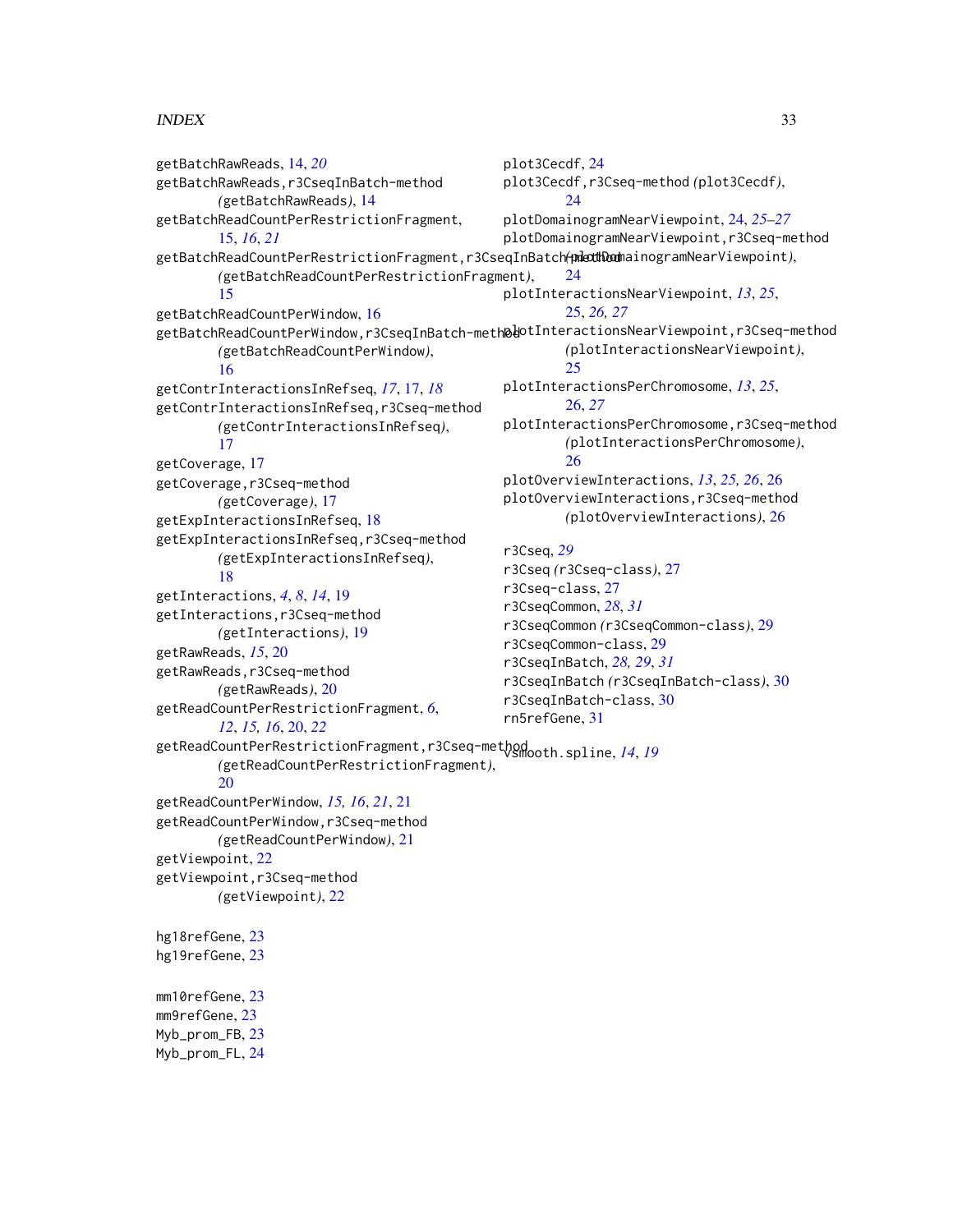getBatchRawReads, 14, *20*
getBatchRawReads,r3CseqInBatch-method
  *(*getBatchRawReads*)*, 14
getBatchReadCountPerRestrictionFragment,
  15, *16*, *21*
getBatchReadCountPerRestrictionFragment,r3CseqInBatch-method
  *(*getBatchReadCountPerRestrictionFragment*)*,
  15
getBatchReadCountPerWindow, 16
getBatchReadCountPerWindow,r3CseqInBatch-method
  *(*getBatchReadCountPerWindow*)*,
  16
getContrInteractionsInRefseq, *17*, 17, *18*
getContrInteractionsInRefseq,r3Cseq-method
  *(*getContrInteractionsInRefseq*)*,
  17
getCoverage, 17
getCoverage,r3Cseq-method
  *(*getCoverage*)*, 17
getExpInteractionsInRefseq, 18
getExpInteractionsInRefseq,r3Cseq-method
  *(*getExpInteractionsInRefseq*)*,
  18
getInteractions, *4*, *8*, *14*, 19
getInteractions,r3Cseq-method
  *(*getInteractions*)*, 19
getRawReads, *15*, 20
getRawReads,r3Cseq-method
  *(*getRawReads*)*, 20
getReadCountPerRestrictionFragment, *6*,
  *12*, *15, 16*, 20, *22*
getReadCountPerRestrictionFragment,r3Cseq-method
  *(*getReadCountPerRestrictionFragment*)*,
  20
getReadCountPerWindow, *15, 16*, *21*, 21
getReadCountPerWindow,r3Cseq-method
  *(*getReadCountPerWindow*)*, 21
getViewpoint, 22
getViewpoint,r3Cseq-method
  *(*getViewpoint*)*, 22

hg18refGene, 23
hg19refGene, 23

mm10refGene, 23
mm9refGene, 23
Myb_prom_FB, 23
Myb_prom_FL, 24

plot3Cecdf, 24
plot3Cecdf,r3Cseq-method *(*plot3Cecdf*)*,
  24
plotDomainogramNearViewpoint, 24, *25–27*
plotDomainogramNearViewpoint,r3Cseq-method
  *(*plotDomainogramNearViewpoint*)*,
  24
plotInteractionsNearViewpoint, *13*, *25*,
  25, *26, 27*
plotInteractionsNearViewpoint,r3Cseq-method
  *(*plotInteractionsNearViewpoint*)*,
  25
plotInteractionsPerChromosome, *13*, *25*,
  26, *27*
plotInteractionsPerChromosome,r3Cseq-method
  *(*plotInteractionsPerChromosome*)*,
  26
plotOverviewInteractions, *13*, *25, 26*, 26
plotOverviewInteractions,r3Cseq-method
  *(*plotOverviewInteractions*)*, 26

r3Cseq, *29*
r3Cseq *(*r3Cseq-class*)*, 27
r3Cseq-class, 27
r3CseqCommon, *28*, *31*
r3CseqCommon *(*r3CseqCommon-class*)*, 29
r3CseqCommon-class, 29
r3CseqInBatch, *28, 29*, *31*
r3CseqInBatch *(*r3CseqInBatch-class*)*, 30
r3CseqInBatch-class, 30
rn5refGene, 31

vsmooth.spline, *14*, *19*